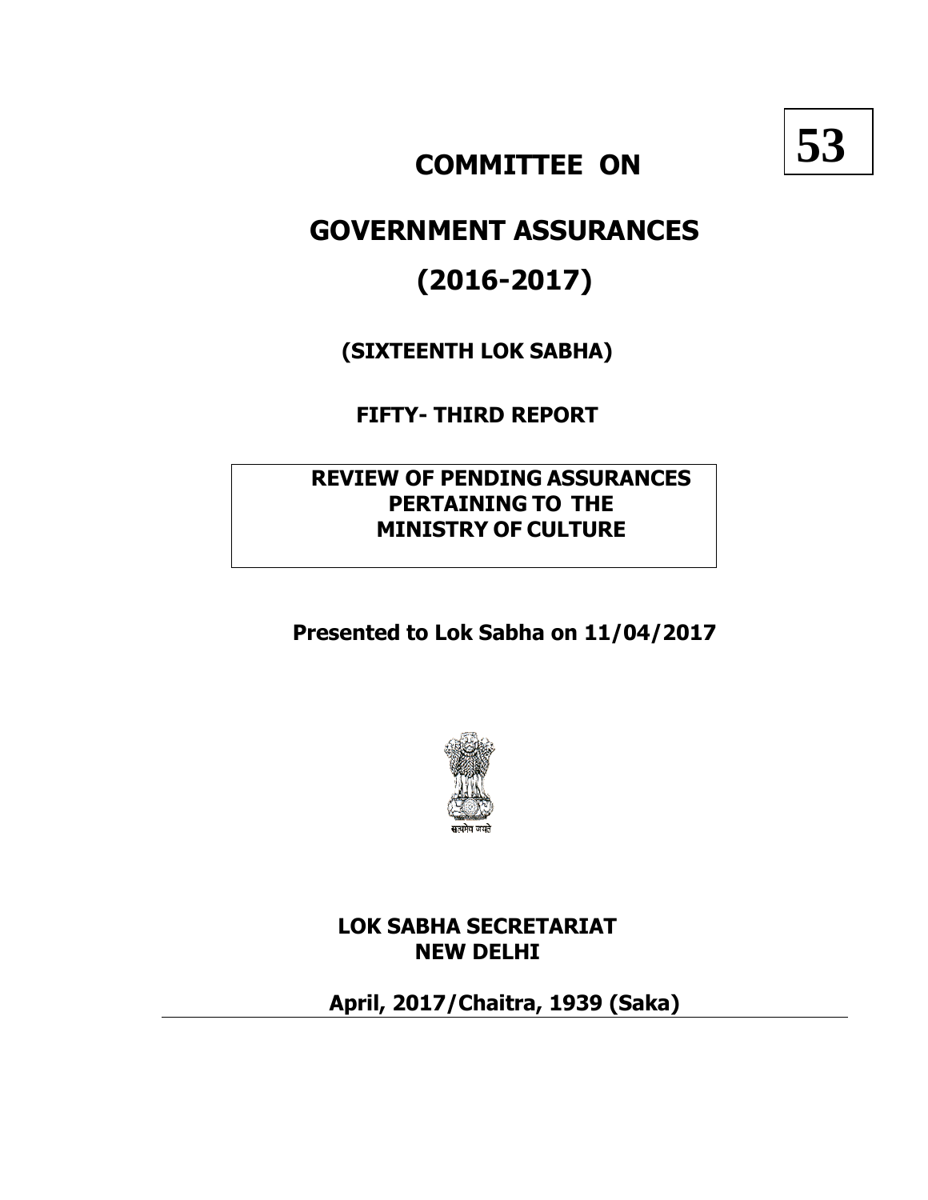**53**

# COMMITTEE ON

# GOVERNMENT ASSURANCES

# (2016-2017)

**(SIXTEENTH LOK SABHA)**

**FIFTY- THIRD REPORT**

**REVIEW OF PENDING ASSURANCES PERTAINING TO THE MINISTRY OF CULTURE**

**Presented to Lok Sabha on 11/04/2017**

सत्यमेव जयते

**LOK SABHA SECRETARIAT**
**NEW DELHI**

**April, 2017/Chaitra, 1939 (Saka)**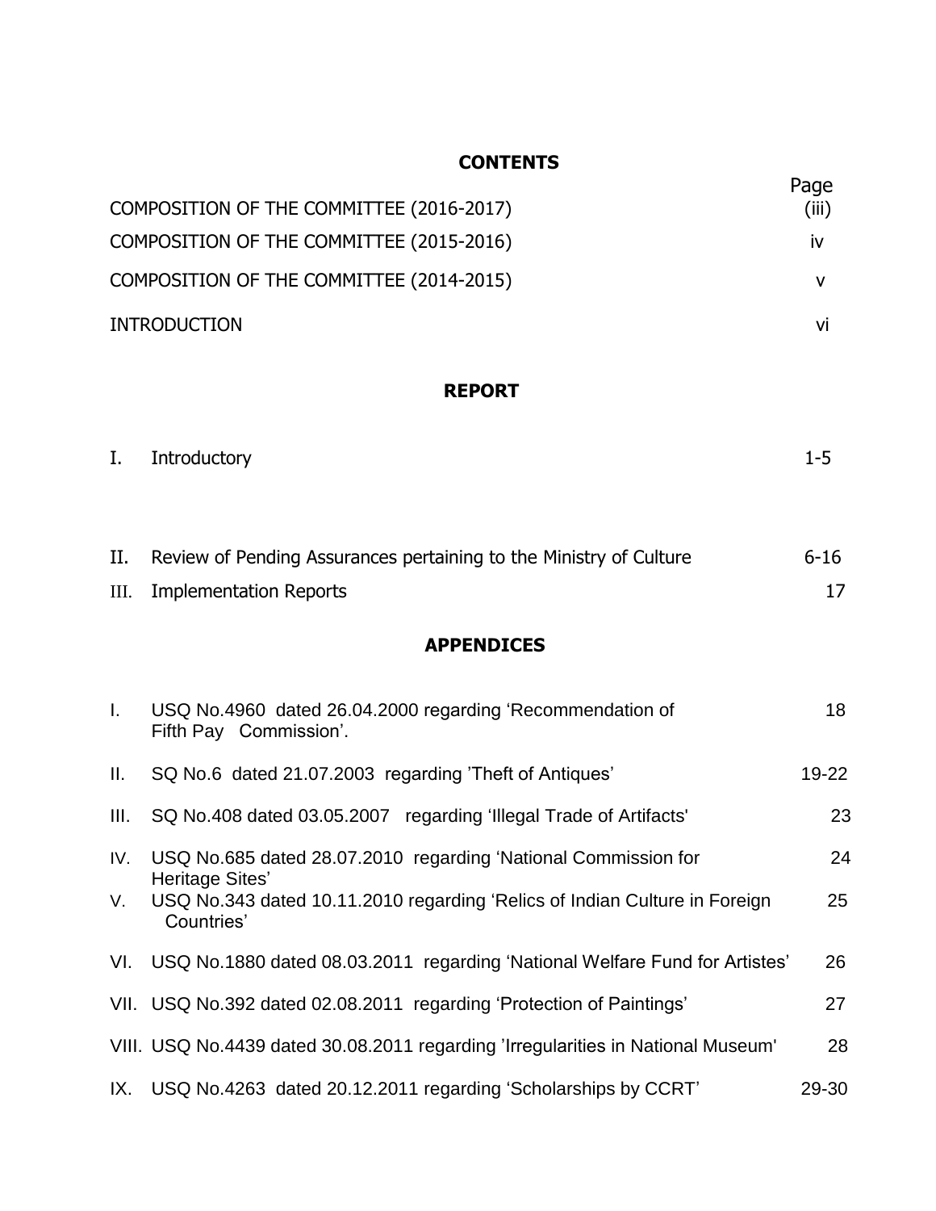# CONTENTS

| | Page |
|---|---|
| COMPOSITION OF THE COMMITTEE (2016-2017) | (iii) |
| COMPOSITION OF THE COMMITTEE (2015-2016) | iv |
| COMPOSITION OF THE COMMITTEE (2014-2015) | v |
| INTRODUCTION | vi |

## REPORT

| | | |
|---|---|---|
| I. | Introductory | 1-5 |
| II. | Review of Pending Assurances pertaining to the Ministry of Culture | 6-16 |
| III. | Implementation Reports | 17 |

## APPENDICES

| | | |
|---|---|---|
| I. | USQ No.4960 dated 26.04.2000 regarding 'Recommendation of Fifth Pay Commission'. | 18 |
| II. | SQ No.6 dated 21.07.2003 regarding 'Theft of Antiques' | 19-22 |
| III. | SQ No.408 dated 03.05.2007 regarding 'Illegal Trade of Artifacts' | 23 |
| IV. | USQ No.685 dated 28.07.2010 regarding 'National Commission for Heritage Sites' | 24 |
| V. | USQ No.343 dated 10.11.2010 regarding 'Relics of Indian Culture in Foreign Countries' | 25 |
| VI. | USQ No.1880 dated 08.03.2011 regarding 'National Welfare Fund for Artistes' | 26 |
| VII. | USQ No.392 dated 02.08.2011 regarding 'Protection of Paintings' | 27 |
| VIII. | USQ No.4439 dated 30.08.2011 regarding 'Irregularities in National Museum' | 28 |
| IX. | USQ No.4263 dated 20.12.2011 regarding 'Scholarships by CCRT' | 29-30 |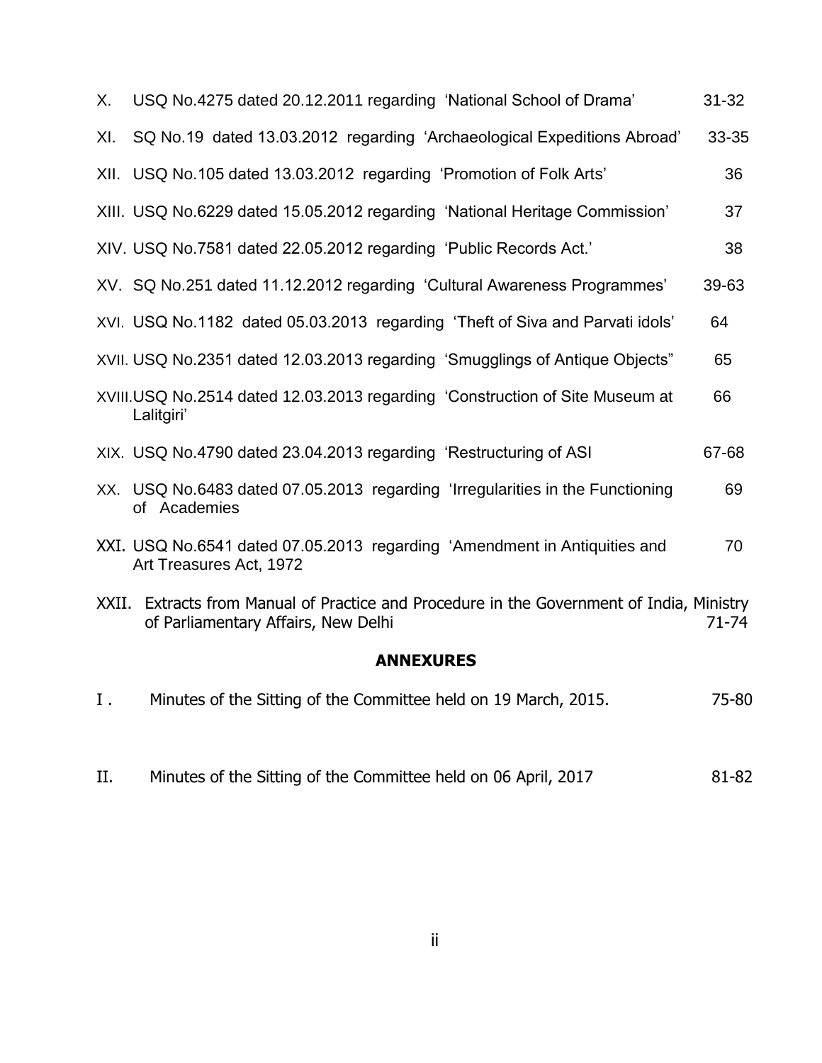| | | |
|---|---|---|
| X. | USQ No.4275 dated 20.12.2011 regarding 'National School of Drama' | 31-32 |
| XI. | SQ No.19 dated 13.03.2012 regarding 'Archaeological Expeditions Abroad' | 33-35 |
| XII. | USQ No.105 dated 13.03.2012 regarding 'Promotion of Folk Arts' | 36 |
| XIII. | USQ No.6229 dated 15.05.2012 regarding 'National Heritage Commission' | 37 |
| XIV. | USQ No.7581 dated 22.05.2012 regarding 'Public Records Act.' | 38 |
| XV. | SQ No.251 dated 11.12.2012 regarding 'Cultural Awareness Programmes' | 39-63 |
| XVI. | USQ No.1182 dated 05.03.2013 regarding 'Theft of Siva and Parvati idols' | 64 |
| XVII. | USQ No.2351 dated 12.03.2013 regarding 'Smugglings of Antique Objects" | 65 |
| XVIII. | USQ No.2514 dated 12.03.2013 regarding 'Construction of Site Museum at Lalitgiri' | 66 |
| XIX. | USQ No.4790 dated 23.04.2013 regarding 'Restructuring of ASI | 67-68 |
| XX. | USQ No.6483 dated 07.05.2013 regarding 'Irregularities in the Functioning of Academies | 69 |
| XXI. | USQ No.6541 dated 07.05.2013 regarding 'Amendment in Antiquities and Art Treasures Act, 1972 | 70 |
| XXII. | Extracts from Manual of Practice and Procedure in the Government of India, Ministry of Parliamentary Affairs, New Delhi | 71-74 |

## ANNEXURES

| | | |
|---|---|---|
| I . | Minutes of the Sitting of the Committee held on 19 March, 2015. | 75-80 |
| II. | Minutes of the Sitting of the Committee held on 06 April, 2017 | 81-82 |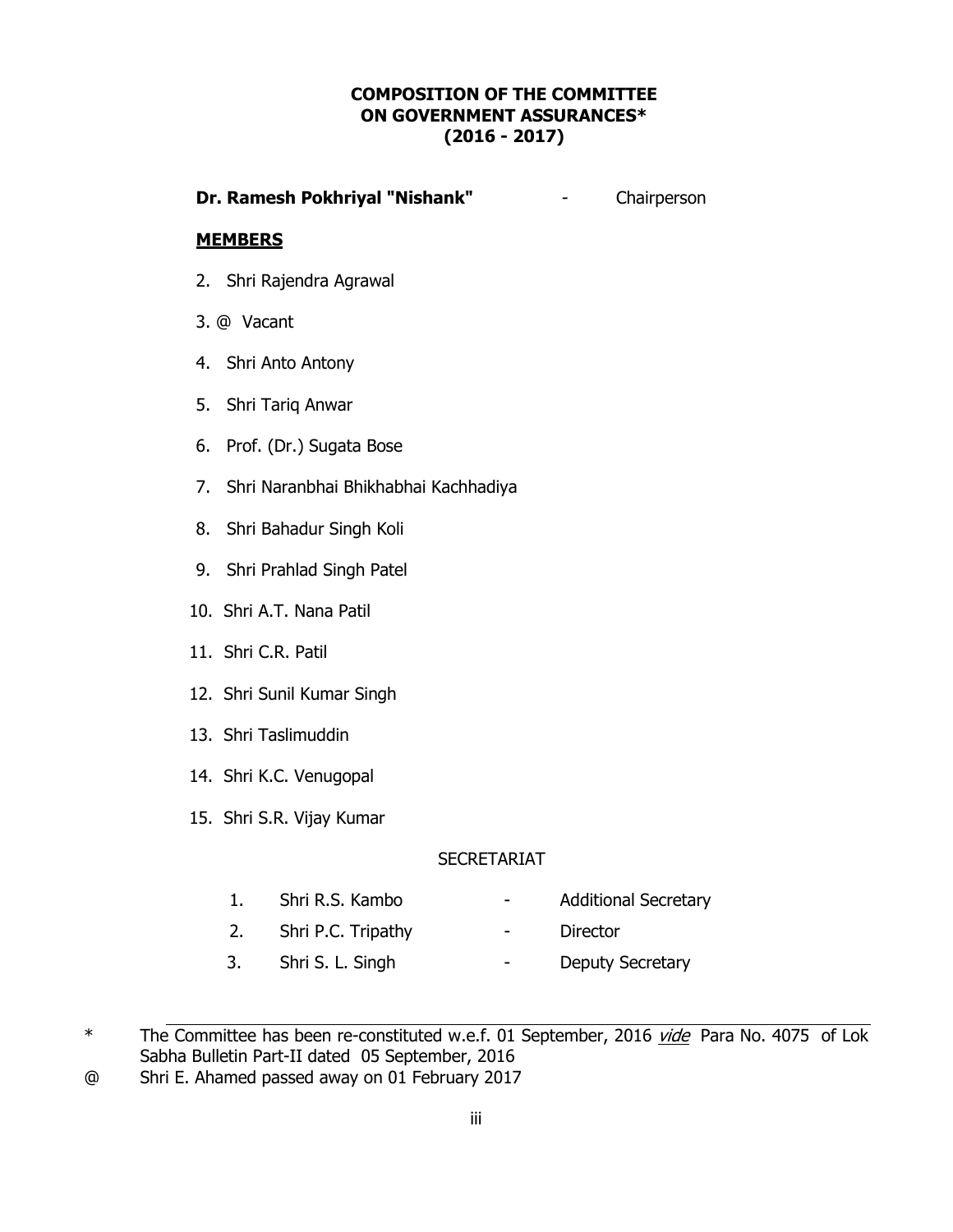## COMPOSITION OF THE COMMITTEE ON GOVERNMENT ASSURANCES* (2016 - 2017)

**Dr. Ramesh Pokhriyal "Nishank"** - Chairperson

**MEMBERS**

2. Shri Rajendra Agrawal
3. @ Vacant
4. Shri Anto Antony
5. Shri Tariq Anwar
6. Prof. (Dr.) Sugata Bose
7. Shri Naranbhai Bhikhabhai Kachhadiya
8. Shri Bahadur Singh Koli
9. Shri Prahlad Singh Patel
10. Shri A.T. Nana Patil
11. Shri C.R. Patil
12. Shri Sunil Kumar Singh
13. Shri Taslimuddin
14. Shri K.C. Venugopal
15. Shri S.R. Vijay Kumar

SECRETARIAT

1. Shri R.S. Kambo - Additional Secretary
2. Shri P.C. Tripathy - Director
3. Shri S. L. Singh - Deputy Secretary

---

\* The Committee has been re-constituted w.e.f. 01 September, 2016 *vide* Para No. 4075 of Lok Sabha Bulletin Part-II dated 05 September, 2016

@ Shri E. Ahamed passed away on 01 February 2017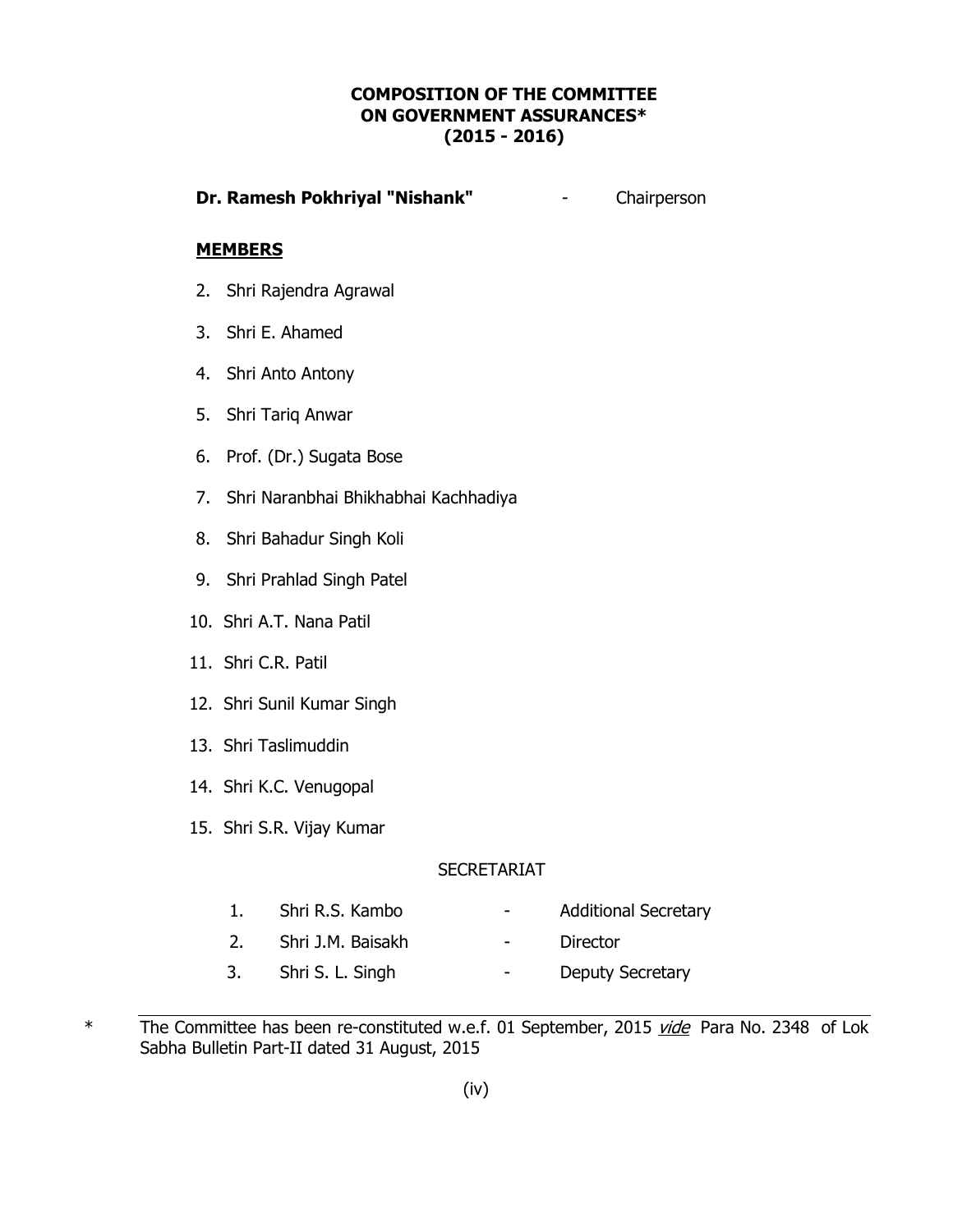# COMPOSITION OF THE COMMITTEE ON GOVERNMENT ASSURANCES* (2015 - 2016)

**Dr. Ramesh Pokhriyal "Nishank"** - Chairperson

**MEMBERS**

2. Shri Rajendra Agrawal
3. Shri E. Ahamed
4. Shri Anto Antony
5. Shri Tariq Anwar
6. Prof. (Dr.) Sugata Bose
7. Shri Naranbhai Bhikhabhai Kachhadiya
8. Shri Bahadur Singh Koli
9. Shri Prahlad Singh Patel
10. Shri A.T. Nana Patil
11. Shri C.R. Patil
12. Shri Sunil Kumar Singh
13. Shri Taslimuddin
14. Shri K.C. Venugopal
15. Shri S.R. Vijay Kumar

SECRETARIAT

1. Shri R.S. Kambo - Additional Secretary
2. Shri J.M. Baisakh - Director
3. Shri S. L. Singh - Deputy Secretary

---

\* The Committee has been re-constituted w.e.f. 01 September, 2015 *vide* Para No. 2348 of Lok Sabha Bulletin Part-II dated 31 August, 2015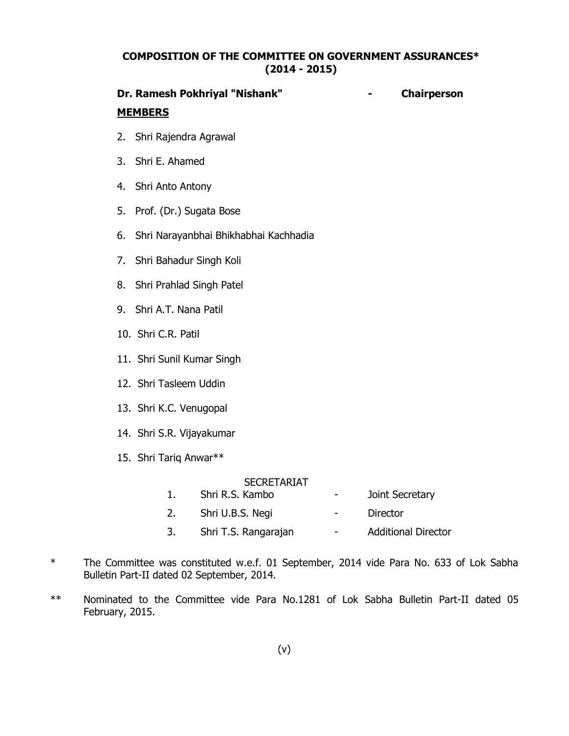## COMPOSITION OF THE COMMITTEE ON GOVERNMENT ASSURANCES* (2014 - 2015)

**Dr. Ramesh Pokhriyal "Nishank" - Chairperson**

**MEMBERS**

2. Shri Rajendra Agrawal
3. Shri E. Ahamed
4. Shri Anto Antony
5. Prof. (Dr.) Sugata Bose
6. Shri Narayanbhai Bhikhabhai Kachhadia
7. Shri Bahadur Singh Koli
8. Shri Prahlad Singh Patel
9. Shri A.T. Nana Patil
10. Shri C.R. Patil
11. Shri Sunil Kumar Singh
12. Shri Tasleem Uddin
13. Shri K.C. Venugopal
14. Shri S.R. Vijayakumar
15. Shri Tariq Anwar**

SECRETARIAT

1. Shri R.S. Kambo - Joint Secretary
2. Shri U.B.S. Negi - Director
3. Shri T.S. Rangarajan - Additional Director

\* The Committee was constituted w.e.f. 01 September, 2014 vide Para No. 633 of Lok Sabha Bulletin Part-II dated 02 September, 2014.

\*\* Nominated to the Committee vide Para No.1281 of Lok Sabha Bulletin Part-II dated 05 February, 2015.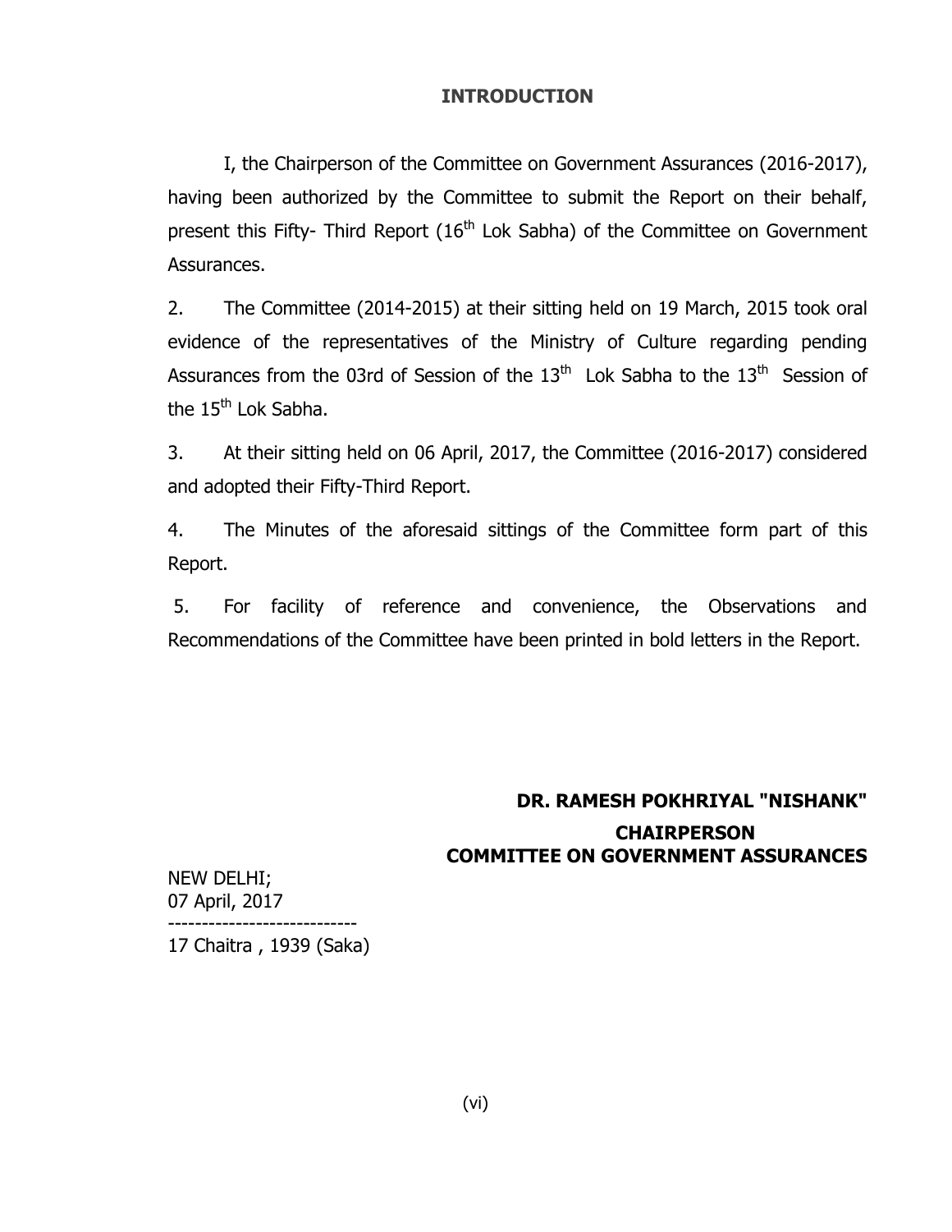## INTRODUCTION

I, the Chairperson of the Committee on Government Assurances (2016-2017), having been authorized by the Committee to submit the Report on their behalf, present this Fifty- Third Report (16th Lok Sabha) of the Committee on Government Assurances.

2. The Committee (2014-2015) at their sitting held on 19 March, 2015 took oral evidence of the representatives of the Ministry of Culture regarding pending Assurances from the 03rd of Session of the 13th Lok Sabha to the 13th Session of the 15th Lok Sabha.

3. At their sitting held on 06 April, 2017, the Committee (2016-2017) considered and adopted their Fifty-Third Report.

4. The Minutes of the aforesaid sittings of the Committee form part of this Report.

5. For facility of reference and convenience, the Observations and Recommendations of the Committee have been printed in bold letters in the Report.

**DR. RAMESH POKHRIYAL "NISHANK"**
**CHAIRPERSON**
**COMMITTEE ON GOVERNMENT ASSURANCES**

NEW DELHI;
07 April, 2017
----------------------------
17 Chaitra , 1939 (Saka)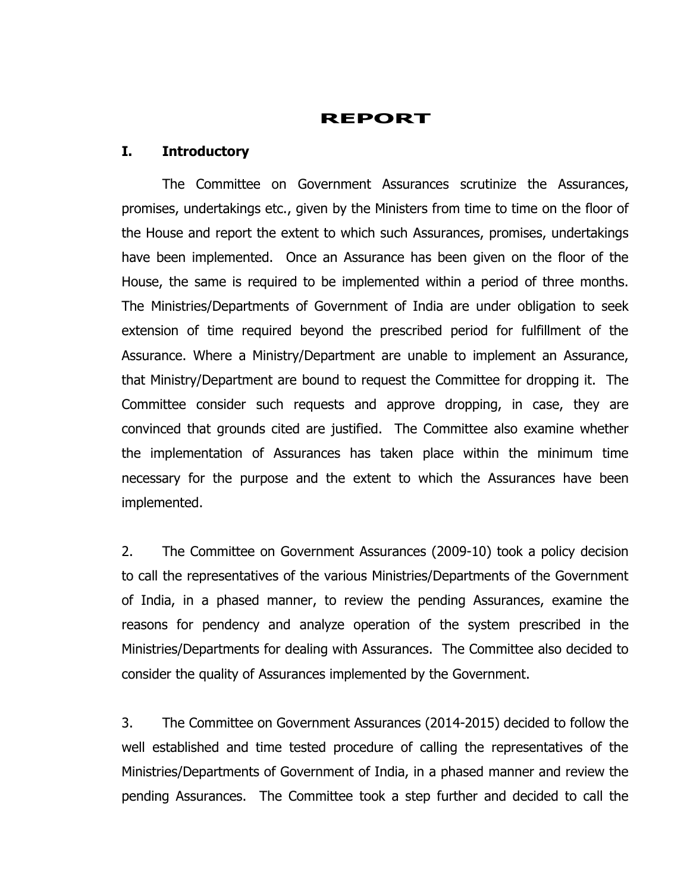# REPORT

## I. Introductory

The Committee on Government Assurances scrutinize the Assurances, promises, undertakings etc., given by the Ministers from time to time on the floor of the House and report the extent to which such Assurances, promises, undertakings have been implemented. Once an Assurance has been given on the floor of the House, the same is required to be implemented within a period of three months. The Ministries/Departments of Government of India are under obligation to seek extension of time required beyond the prescribed period for fulfillment of the Assurance. Where a Ministry/Department are unable to implement an Assurance, that Ministry/Department are bound to request the Committee for dropping it. The Committee consider such requests and approve dropping, in case, they are convinced that grounds cited are justified. The Committee also examine whether the implementation of Assurances has taken place within the minimum time necessary for the purpose and the extent to which the Assurances have been implemented.

2. The Committee on Government Assurances (2009-10) took a policy decision to call the representatives of the various Ministries/Departments of the Government of India, in a phased manner, to review the pending Assurances, examine the reasons for pendency and analyze operation of the system prescribed in the Ministries/Departments for dealing with Assurances. The Committee also decided to consider the quality of Assurances implemented by the Government.

3. The Committee on Government Assurances (2014-2015) decided to follow the well established and time tested procedure of calling the representatives of the Ministries/Departments of Government of India, in a phased manner and review the pending Assurances. The Committee took a step further and decided to call the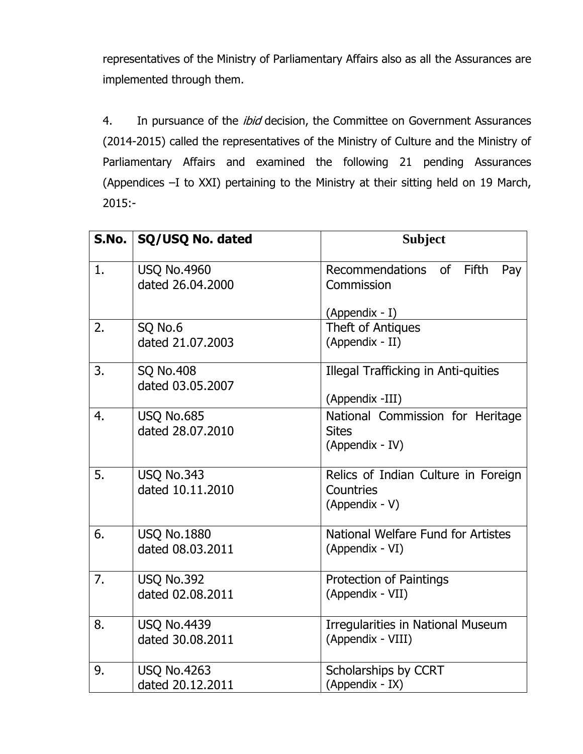representatives of the Ministry of Parliamentary Affairs also as all the Assurances are implemented through them.

4. In pursuance of the *ibid* decision, the Committee on Government Assurances (2014-2015) called the representatives of the Ministry of Culture and the Ministry of Parliamentary Affairs and examined the following 21 pending Assurances (Appendices –I to XXI) pertaining to the Ministry at their sitting held on 19 March, 2015:-

| S.No. | SQ/USQ No. dated | Subject |
|---|---|---|
| 1. | USQ No.4960 dated 26.04.2000 | Recommendations of Fifth Pay Commission (Appendix - I) |
| 2. | SQ No.6 dated 21.07.2003 | Theft of Antiques (Appendix - II) |
| 3. | SQ No.408 dated 03.05.2007 | Illegal Trafficking in Anti-quities (Appendix -III) |
| 4. | USQ No.685 dated 28.07.2010 | National Commission for Heritage Sites (Appendix - IV) |
| 5. | USQ No.343 dated 10.11.2010 | Relics of Indian Culture in Foreign Countries (Appendix - V) |
| 6. | USQ No.1880 dated 08.03.2011 | National Welfare Fund for Artistes (Appendix - VI) |
| 7. | USQ No.392 dated 02.08.2011 | Protection of Paintings (Appendix - VII) |
| 8. | USQ No.4439 dated 30.08.2011 | Irregularities in National Museum (Appendix - VIII) |
| 9. | USQ No.4263 dated 20.12.2011 | Scholarships by CCRT (Appendix - IX) |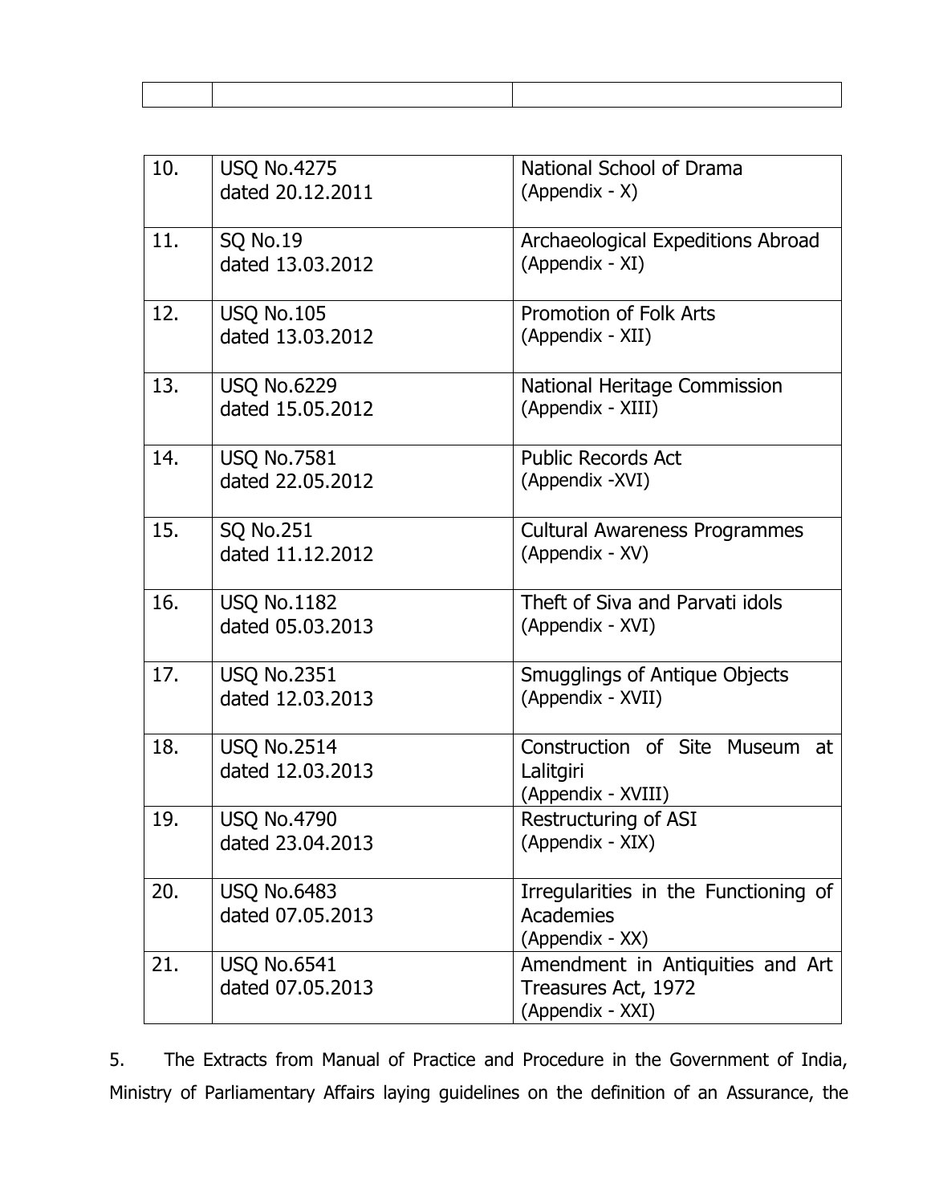| | | |
|---|---|---|
| 10. | USQ No.4275<br>dated 20.12.2011 | National School of Drama<br>(Appendix - X) |
| 11. | SQ No.19<br>dated 13.03.2012 | Archaeological Expeditions Abroad<br>(Appendix - XI) |
| 12. | USQ No.105<br>dated 13.03.2012 | Promotion of Folk Arts<br>(Appendix - XII) |
| 13. | USQ No.6229<br>dated 15.05.2012 | National Heritage Commission<br>(Appendix - XIII) |
| 14. | USQ No.7581<br>dated 22.05.2012 | Public Records Act<br>(Appendix -XVI) |
| 15. | SQ No.251<br>dated 11.12.2012 | Cultural Awareness Programmes<br>(Appendix - XV) |
| 16. | USQ No.1182<br>dated 05.03.2013 | Theft of Siva and Parvati idols<br>(Appendix - XVI) |
| 17. | USQ No.2351<br>dated 12.03.2013 | Smugglings of Antique Objects<br>(Appendix - XVII) |
| 18. | USQ No.2514<br>dated 12.03.2013 | Construction of Site Museum at Lalitgiri<br>(Appendix - XVIII) |
| 19. | USQ No.4790<br>dated 23.04.2013 | Restructuring of ASI<br>(Appendix - XIX) |
| 20. | USQ No.6483<br>dated 07.05.2013 | Irregularities in the Functioning of Academies<br>(Appendix - XX) |
| 21. | USQ No.6541<br>dated 07.05.2013 | Amendment in Antiquities and Art Treasures Act, 1972<br>(Appendix - XXI) |

5. The Extracts from Manual of Practice and Procedure in the Government of India, Ministry of Parliamentary Affairs laying guidelines on the definition of an Assurance, the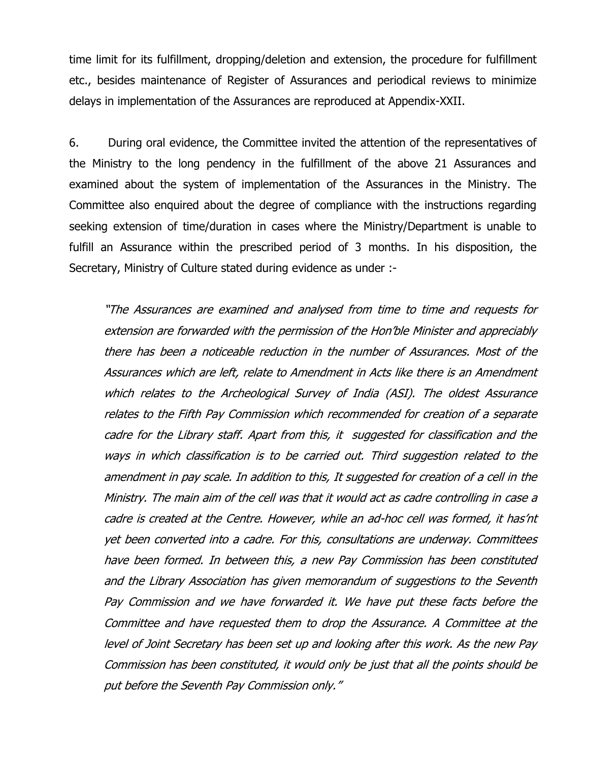time limit for its fulfillment, dropping/deletion and extension, the procedure for fulfillment etc., besides maintenance of Register of Assurances and periodical reviews to minimize delays in implementation of the Assurances are reproduced at Appendix-XXII.

6. During oral evidence, the Committee invited the attention of the representatives of the Ministry to the long pendency in the fulfillment of the above 21 Assurances and examined about the system of implementation of the Assurances in the Ministry. The Committee also enquired about the degree of compliance with the instructions regarding seeking extension of time/duration in cases where the Ministry/Department is unable to fulfill an Assurance within the prescribed period of 3 months. In his disposition, the Secretary, Ministry of Culture stated during evidence as under :-

> *"The Assurances are examined and analysed from time to time and requests for extension are forwarded with the permission of the Hon'ble Minister and appreciably there has been a noticeable reduction in the number of Assurances. Most of the Assurances which are left, relate to Amendment in Acts like there is an Amendment which relates to the Archeological Survey of India (ASI). The oldest Assurance relates to the Fifth Pay Commission which recommended for creation of a separate cadre for the Library staff. Apart from this, it suggested for classification and the ways in which classification is to be carried out. Third suggestion related to the amendment in pay scale. In addition to this, It suggested for creation of a cell in the Ministry. The main aim of the cell was that it would act as cadre controlling in case a cadre is created at the Centre. However, while an ad-hoc cell was formed, it has'nt yet been converted into a cadre. For this, consultations are underway. Committees have been formed. In between this, a new Pay Commission has been constituted and the Library Association has given memorandum of suggestions to the Seventh Pay Commission and we have forwarded it. We have put these facts before the Committee and have requested them to drop the Assurance. A Committee at the level of Joint Secretary has been set up and looking after this work. As the new Pay Commission has been constituted, it would only be just that all the points should be put before the Seventh Pay Commission only."*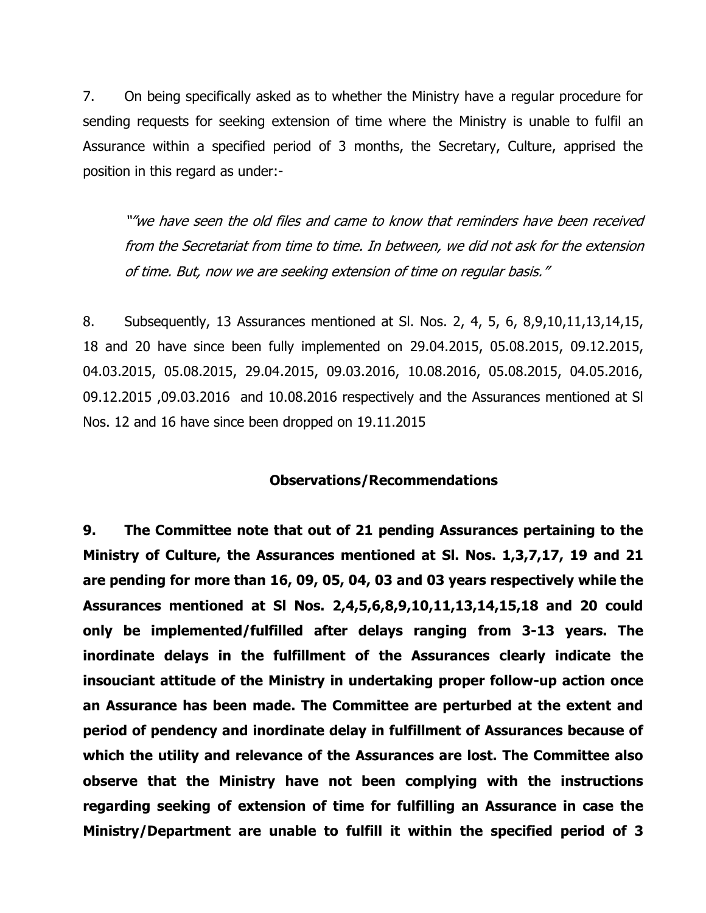7. On being specifically asked as to whether the Ministry have a regular procedure for sending requests for seeking extension of time where the Ministry is unable to fulfil an Assurance within a specified period of 3 months, the Secretary, Culture, apprised the position in this regard as under:-

> *"we have seen the old files and came to know that reminders have been received from the Secretariat from time to time. In between, we did not ask for the extension of time. But, now we are seeking extension of time on regular basis."*

8. Subsequently, 13 Assurances mentioned at Sl. Nos. 2, 4, 5, 6, 8,9,10,11,13,14,15, 18 and 20 have since been fully implemented on 29.04.2015, 05.08.2015, 09.12.2015, 04.03.2015, 05.08.2015, 29.04.2015, 09.03.2016, 10.08.2016, 05.08.2015, 04.05.2016, 09.12.2015 ,09.03.2016 and 10.08.2016 respectively and the Assurances mentioned at Sl Nos. 12 and 16 have since been dropped on 19.11.2015

**Observations/Recommendations**

**9. The Committee note that out of 21 pending Assurances pertaining to the Ministry of Culture, the Assurances mentioned at Sl. Nos. 1,3,7,17, 19 and 21 are pending for more than 16, 09, 05, 04, 03 and 03 years respectively while the Assurances mentioned at Sl Nos. 2,4,5,6,8,9,10,11,13,14,15,18 and 20 could only be implemented/fulfilled after delays ranging from 3-13 years. The inordinate delays in the fulfillment of the Assurances clearly indicate the insouciant attitude of the Ministry in undertaking proper follow-up action once an Assurance has been made. The Committee are perturbed at the extent and period of pendency and inordinate delay in fulfillment of Assurances because of which the utility and relevance of the Assurances are lost. The Committee also observe that the Ministry have not been complying with the instructions regarding seeking of extension of time for fulfilling an Assurance in case the Ministry/Department are unable to fulfill it within the specified period of 3**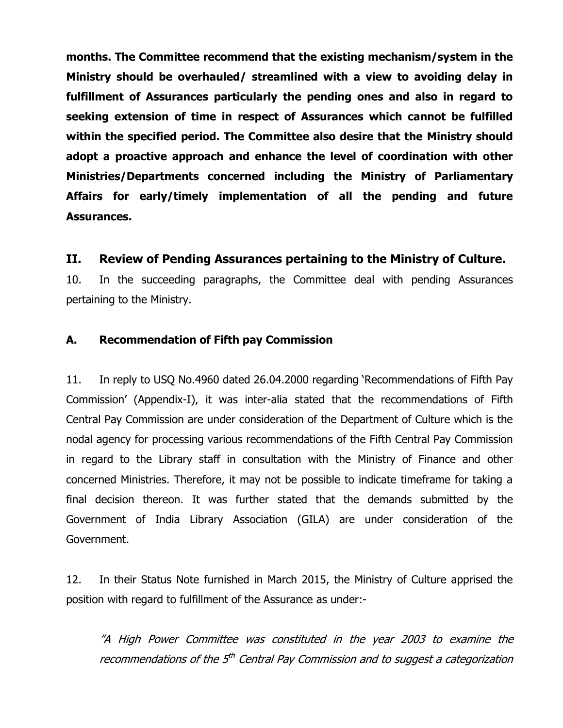**months. The Committee recommend that the existing mechanism/system in the Ministry should be overhauled/ streamlined with a view to avoiding delay in fulfillment of Assurances particularly the pending ones and also in regard to seeking extension of time in respect of Assurances which cannot be fulfilled within the specified period. The Committee also desire that the Ministry should adopt a proactive approach and enhance the level of coordination with other Ministries/Departments concerned including the Ministry of Parliamentary Affairs for early/timely implementation of all the pending and future Assurances.**

## II. Review of Pending Assurances pertaining to the Ministry of Culture.

10. In the succeeding paragraphs, the Committee deal with pending Assurances pertaining to the Ministry.

### A. Recommendation of Fifth pay Commission

11. In reply to USQ No.4960 dated 26.04.2000 regarding 'Recommendations of Fifth Pay Commission' (Appendix-I), it was inter-alia stated that the recommendations of Fifth Central Pay Commission are under consideration of the Department of Culture which is the nodal agency for processing various recommendations of the Fifth Central Pay Commission in regard to the Library staff in consultation with the Ministry of Finance and other concerned Ministries. Therefore, it may not be possible to indicate timeframe for taking a final decision thereon. It was further stated that the demands submitted by the Government of India Library Association (GILA) are under consideration of the Government.

12. In their Status Note furnished in March 2015, the Ministry of Culture apprised the position with regard to fulfillment of the Assurance as under:-

*"A High Power Committee was constituted in the year 2003 to examine the recommendations of the 5th Central Pay Commission and to suggest a categorization*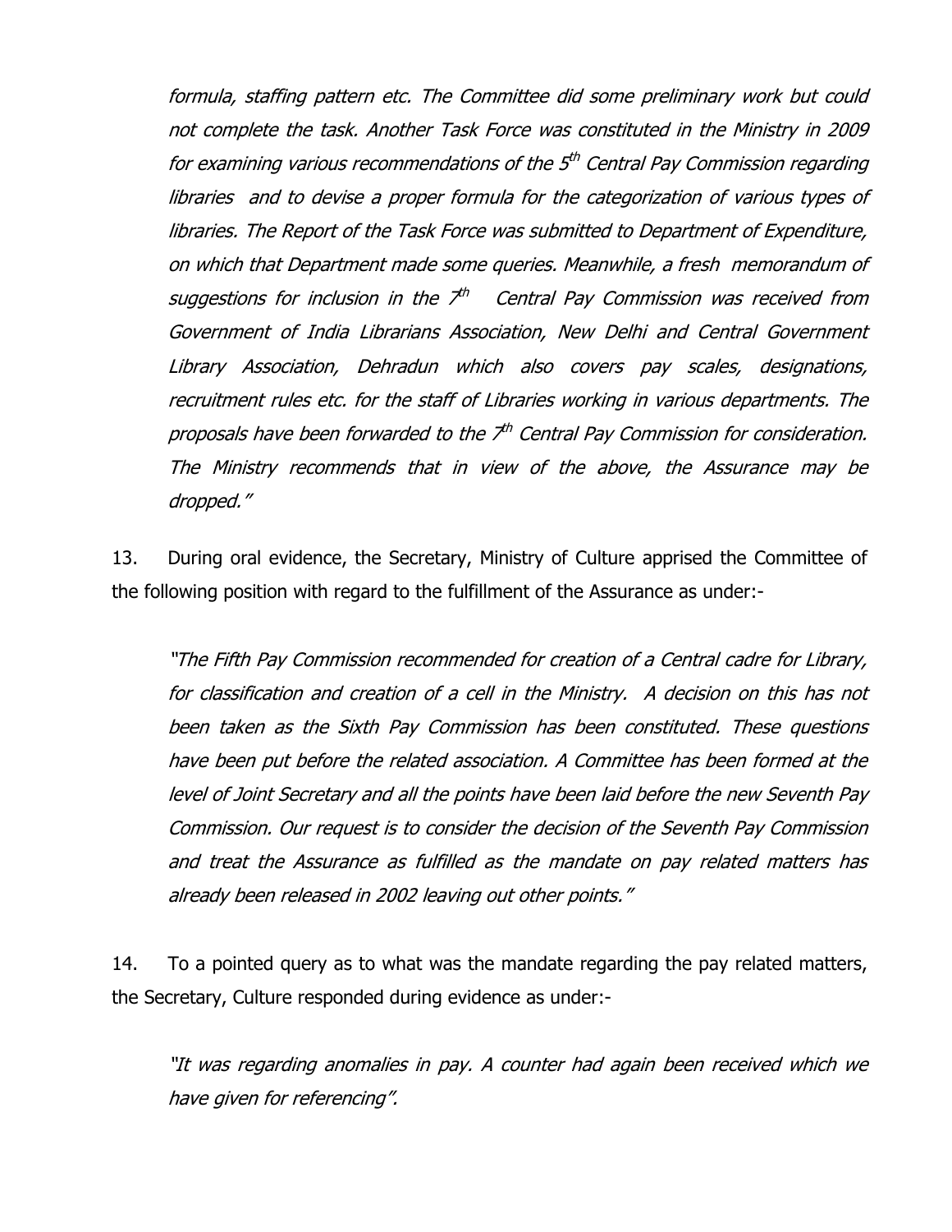*formula, staffing pattern etc. The Committee did some preliminary work but could not complete the task. Another Task Force was constituted in the Ministry in 2009 for examining various recommendations of the 5th Central Pay Commission regarding libraries and to devise a proper formula for the categorization of various types of libraries. The Report of the Task Force was submitted to Department of Expenditure, on which that Department made some queries. Meanwhile, a fresh memorandum of suggestions for inclusion in the 7th Central Pay Commission was received from Government of India Librarians Association, New Delhi and Central Government Library Association, Dehradun which also covers pay scales, designations, recruitment rules etc. for the staff of Libraries working in various departments. The proposals have been forwarded to the 7th Central Pay Commission for consideration. The Ministry recommends that in view of the above, the Assurance may be dropped."*

13. During oral evidence, the Secretary, Ministry of Culture apprised the Committee of the following position with regard to the fulfillment of the Assurance as under:-

> *"The Fifth Pay Commission recommended for creation of a Central cadre for Library, for classification and creation of a cell in the Ministry. A decision on this has not been taken as the Sixth Pay Commission has been constituted. These questions have been put before the related association. A Committee has been formed at the level of Joint Secretary and all the points have been laid before the new Seventh Pay Commission. Our request is to consider the decision of the Seventh Pay Commission and treat the Assurance as fulfilled as the mandate on pay related matters has already been released in 2002 leaving out other points."*

14. To a pointed query as to what was the mandate regarding the pay related matters, the Secretary, Culture responded during evidence as under:-

> *"It was regarding anomalies in pay. A counter had again been received which we have given for referencing".*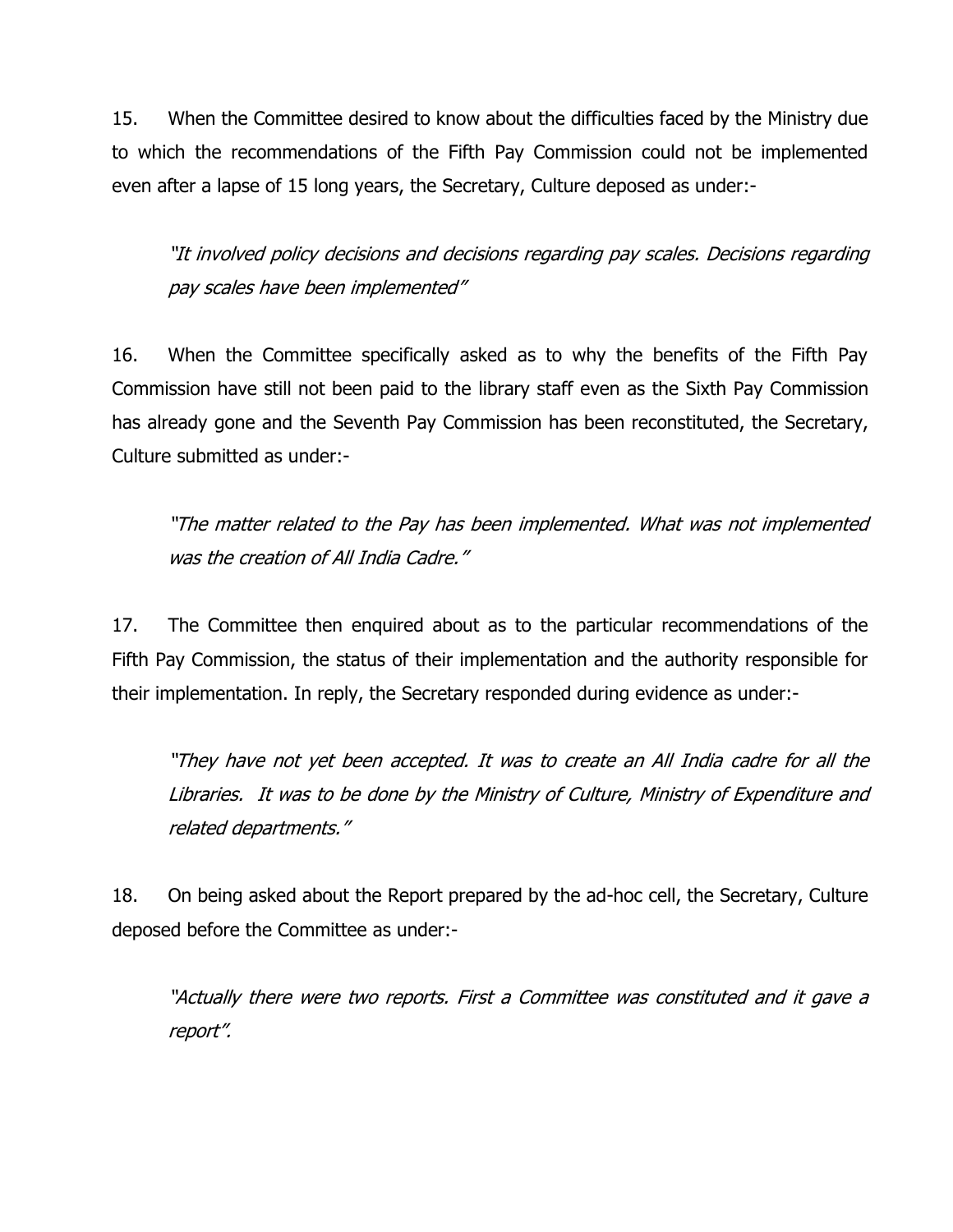15. When the Committee desired to know about the difficulties faced by the Ministry due to which the recommendations of the Fifth Pay Commission could not be implemented even after a lapse of 15 long years, the Secretary, Culture deposed as under:-

> *"It involved policy decisions and decisions regarding pay scales. Decisions regarding pay scales have been implemented"*

16. When the Committee specifically asked as to why the benefits of the Fifth Pay Commission have still not been paid to the library staff even as the Sixth Pay Commission has already gone and the Seventh Pay Commission has been reconstituted, the Secretary, Culture submitted as under:-

> *"The matter related to the Pay has been implemented. What was not implemented was the creation of All India Cadre."*

17. The Committee then enquired about as to the particular recommendations of the Fifth Pay Commission, the status of their implementation and the authority responsible for their implementation. In reply, the Secretary responded during evidence as under:-

> *"They have not yet been accepted. It was to create an All India cadre for all the Libraries. It was to be done by the Ministry of Culture, Ministry of Expenditure and related departments."*

18. On being asked about the Report prepared by the ad-hoc cell, the Secretary, Culture deposed before the Committee as under:-

> *"Actually there were two reports. First a Committee was constituted and it gave a report".*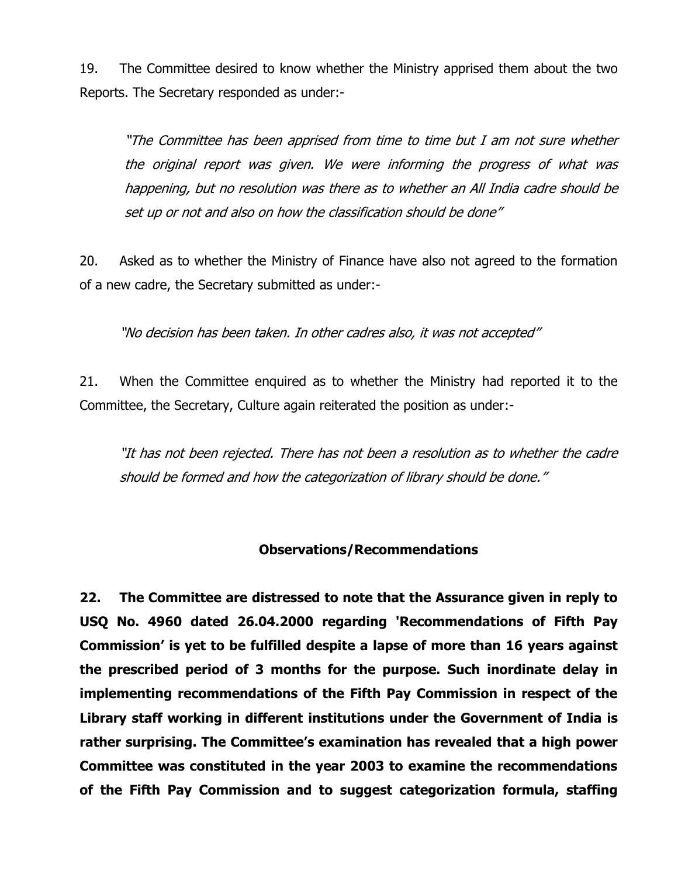19. The Committee desired to know whether the Ministry apprised them about the two Reports. The Secretary responded as under:-

> *"The Committee has been apprised from time to time but I am not sure whether the original report was given. We were informing the progress of what was happening, but no resolution was there as to whether an All India cadre should be set up or not and also on how the classification should be done"*

20. Asked as to whether the Ministry of Finance have also not agreed to the formation of a new cadre, the Secretary submitted as under:-

> *"No decision has been taken. In other cadres also, it was not accepted"*

21. When the Committee enquired as to whether the Ministry had reported it to the Committee, the Secretary, Culture again reiterated the position as under:-

> *"It has not been rejected. There has not been a resolution as to whether the cadre should be formed and how the categorization of library should be done."*

## Observations/Recommendations

**22. The Committee are distressed to note that the Assurance given in reply to USQ No. 4960 dated 26.04.2000 regarding 'Recommendations of Fifth Pay Commission' is yet to be fulfilled despite a lapse of more than 16 years against the prescribed period of 3 months for the purpose. Such inordinate delay in implementing recommendations of the Fifth Pay Commission in respect of the Library staff working in different institutions under the Government of India is rather surprising. The Committee's examination has revealed that a high power Committee was constituted in the year 2003 to examine the recommendations of the Fifth Pay Commission and to suggest categorization formula, staffing**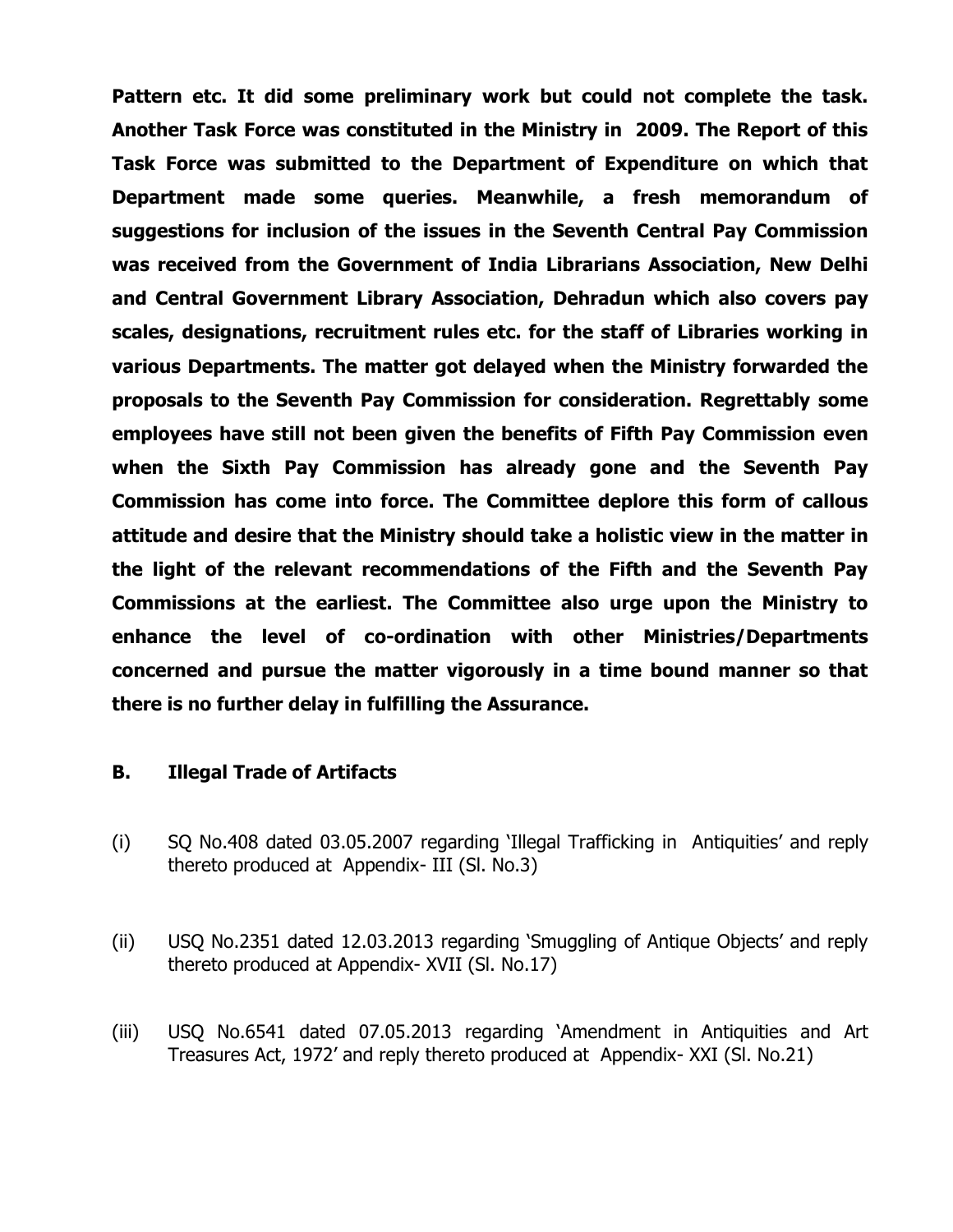**Pattern etc. It did some preliminary work but could not complete the task. Another Task Force was constituted in the Ministry in 2009. The Report of this Task Force was submitted to the Department of Expenditure on which that Department made some queries. Meanwhile, a fresh memorandum of suggestions for inclusion of the issues in the Seventh Central Pay Commission was received from the Government of India Librarians Association, New Delhi and Central Government Library Association, Dehradun which also covers pay scales, designations, recruitment rules etc. for the staff of Libraries working in various Departments. The matter got delayed when the Ministry forwarded the proposals to the Seventh Pay Commission for consideration. Regrettably some employees have still not been given the benefits of Fifth Pay Commission even when the Sixth Pay Commission has already gone and the Seventh Pay Commission has come into force. The Committee deplore this form of callous attitude and desire that the Ministry should take a holistic view in the matter in the light of the relevant recommendations of the Fifth and the Seventh Pay Commissions at the earliest. The Committee also urge upon the Ministry to enhance the level of co-ordination with other Ministries/Departments concerned and pursue the matter vigorously in a time bound manner so that there is no further delay in fulfilling the Assurance.**

### B. Illegal Trade of Artifacts

(i) SQ No.408 dated 03.05.2007 regarding 'Illegal Trafficking in Antiquities' and reply thereto produced at Appendix- III (Sl. No.3)

(ii) USQ No.2351 dated 12.03.2013 regarding 'Smuggling of Antique Objects' and reply thereto produced at Appendix- XVII (Sl. No.17)

(iii) USQ No.6541 dated 07.05.2013 regarding 'Amendment in Antiquities and Art Treasures Act, 1972' and reply thereto produced at Appendix- XXI (Sl. No.21)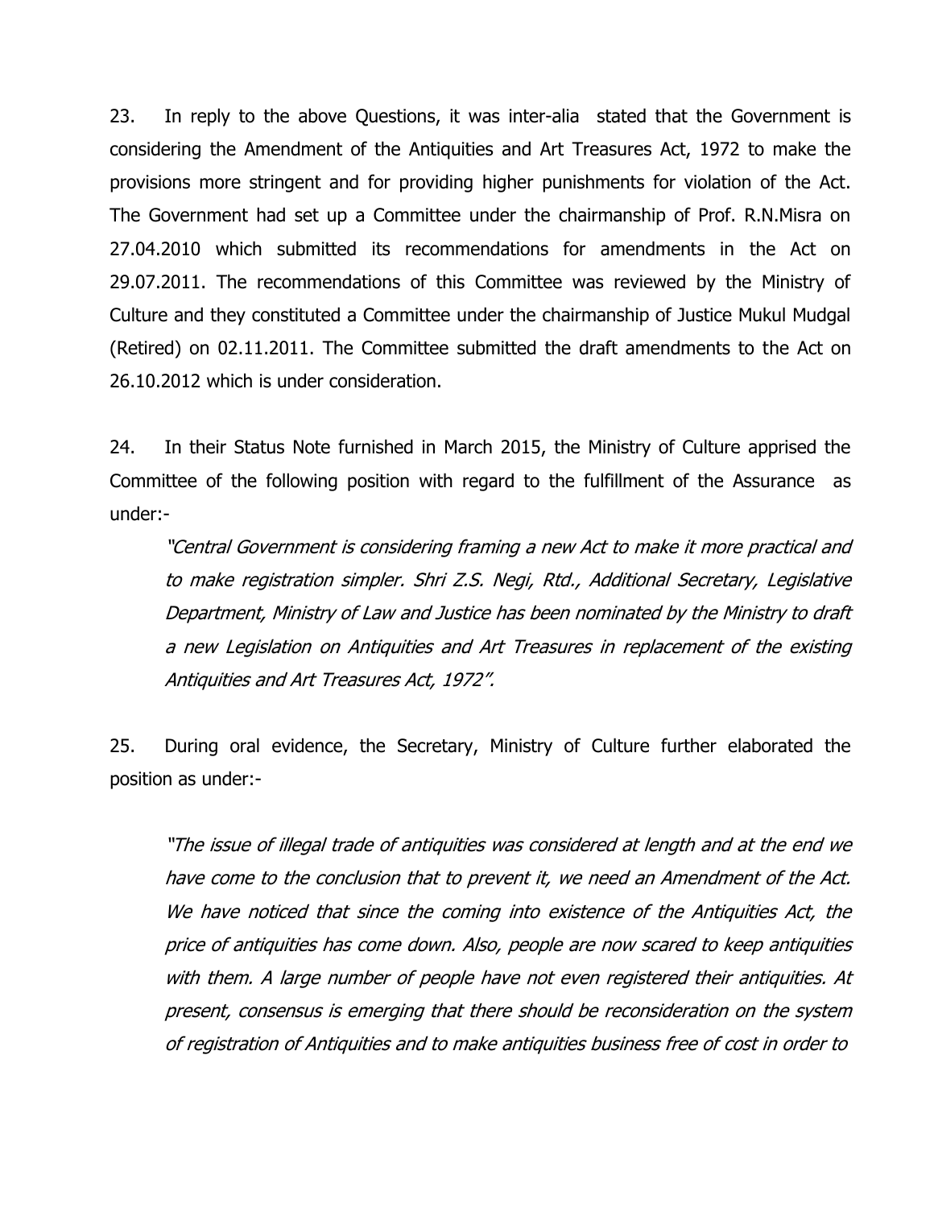23. In reply to the above Questions, it was inter-alia stated that the Government is considering the Amendment of the Antiquities and Art Treasures Act, 1972 to make the provisions more stringent and for providing higher punishments for violation of the Act. The Government had set up a Committee under the chairmanship of Prof. R.N.Misra on 27.04.2010 which submitted its recommendations for amendments in the Act on 29.07.2011. The recommendations of this Committee was reviewed by the Ministry of Culture and they constituted a Committee under the chairmanship of Justice Mukul Mudgal (Retired) on 02.11.2011. The Committee submitted the draft amendments to the Act on 26.10.2012 which is under consideration.

24. In their Status Note furnished in March 2015, the Ministry of Culture apprised the Committee of the following position with regard to the fulfillment of the Assurance as under:-

> *"Central Government is considering framing a new Act to make it more practical and to make registration simpler. Shri Z.S. Negi, Rtd., Additional Secretary, Legislative Department, Ministry of Law and Justice has been nominated by the Ministry to draft a new Legislation on Antiquities and Art Treasures in replacement of the existing Antiquities and Art Treasures Act, 1972".*

25. During oral evidence, the Secretary, Ministry of Culture further elaborated the position as under:-

> *"The issue of illegal trade of antiquities was considered at length and at the end we have come to the conclusion that to prevent it, we need an Amendment of the Act. We have noticed that since the coming into existence of the Antiquities Act, the price of antiquities has come down. Also, people are now scared to keep antiquities with them. A large number of people have not even registered their antiquities. At present, consensus is emerging that there should be reconsideration on the system of registration of Antiquities and to make antiquities business free of cost in order to*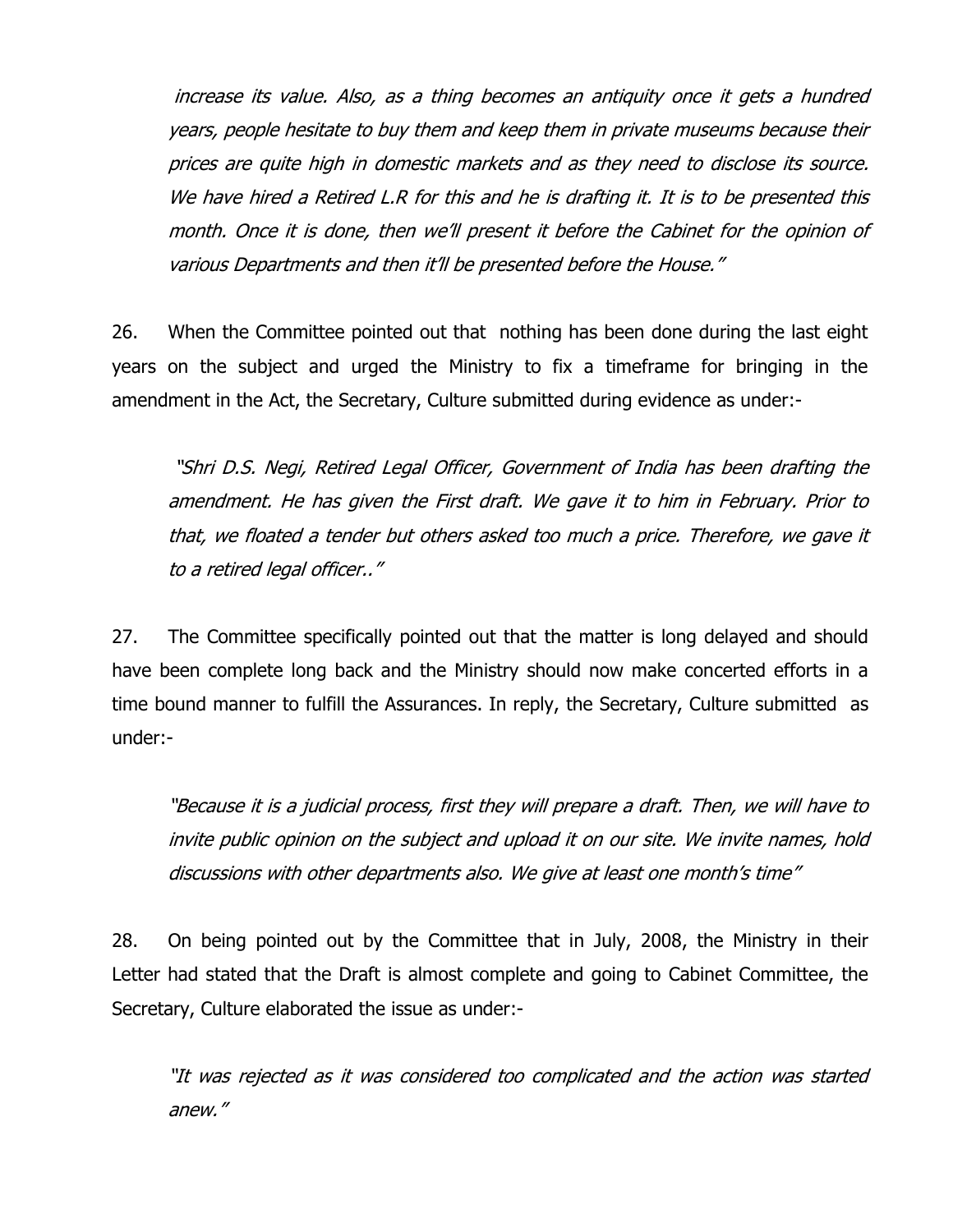*increase its value. Also, as a thing becomes an antiquity once it gets a hundred years, people hesitate to buy them and keep them in private museums because their prices are quite high in domestic markets and as they need to disclose its source. We have hired a Retired L.R for this and he is drafting it. It is to be presented this month. Once it is done, then we'll present it before the Cabinet for the opinion of various Departments and then it'll be presented before the House."*

26. When the Committee pointed out that nothing has been done during the last eight years on the subject and urged the Ministry to fix a timeframe for bringing in the amendment in the Act, the Secretary, Culture submitted during evidence as under:-

*"Shri D.S. Negi, Retired Legal Officer, Government of India has been drafting the amendment. He has given the First draft. We gave it to him in February. Prior to that, we floated a tender but others asked too much a price. Therefore, we gave it to a retired legal officer.."*

27. The Committee specifically pointed out that the matter is long delayed and should have been complete long back and the Ministry should now make concerted efforts in a time bound manner to fulfill the Assurances. In reply, the Secretary, Culture submitted as under:-

*"Because it is a judicial process, first they will prepare a draft. Then, we will have to invite public opinion on the subject and upload it on our site. We invite names, hold discussions with other departments also. We give at least one month's time"*

28. On being pointed out by the Committee that in July, 2008, the Ministry in their Letter had stated that the Draft is almost complete and going to Cabinet Committee, the Secretary, Culture elaborated the issue as under:-

*"It was rejected as it was considered too complicated and the action was started anew."*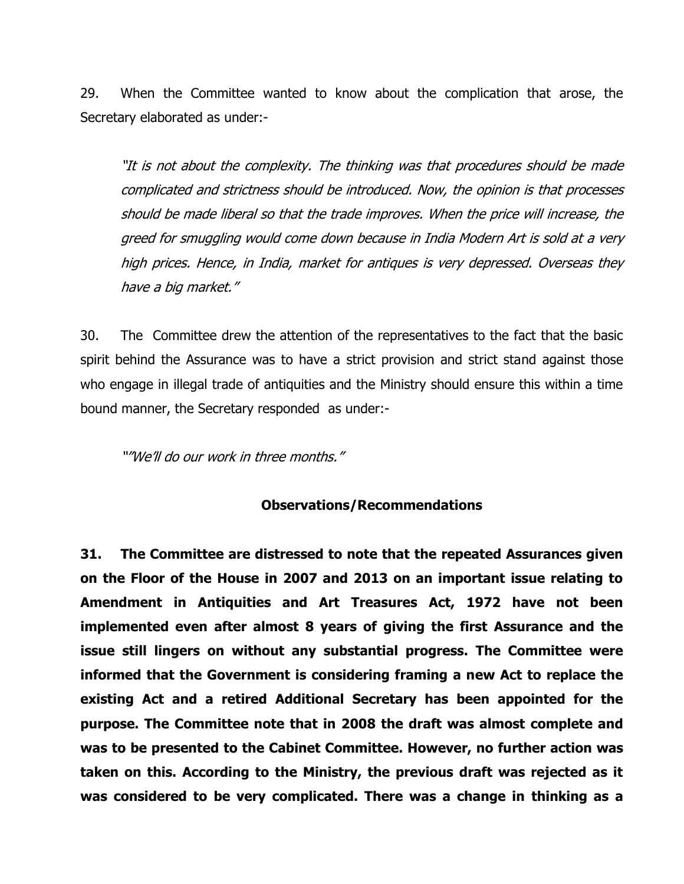29. When the Committee wanted to know about the complication that arose, the Secretary elaborated as under:-

> *"It is not about the complexity. The thinking was that procedures should be made complicated and strictness should be introduced. Now, the opinion is that processes should be made liberal so that the trade improves. When the price will increase, the greed for smuggling would come down because in India Modern Art is sold at a very high prices. Hence, in India, market for antiques is very depressed. Overseas they have a big market."*

30. The Committee drew the attention of the representatives to the fact that the basic spirit behind the Assurance was to have a strict provision and strict stand against those who engage in illegal trade of antiquities and the Ministry should ensure this within a time bound manner, the Secretary responded as under:-

> *""We'll do our work in three months."*

## Observations/Recommendations

**31. The Committee are distressed to note that the repeated Assurances given on the Floor of the House in 2007 and 2013 on an important issue relating to Amendment in Antiquities and Art Treasures Act, 1972 have not been implemented even after almost 8 years of giving the first Assurance and the issue still lingers on without any substantial progress. The Committee were informed that the Government is considering framing a new Act to replace the existing Act and a retired Additional Secretary has been appointed for the purpose. The Committee note that in 2008 the draft was almost complete and was to be presented to the Cabinet Committee. However, no further action was taken on this. According to the Ministry, the previous draft was rejected as it was considered to be very complicated. There was a change in thinking as a**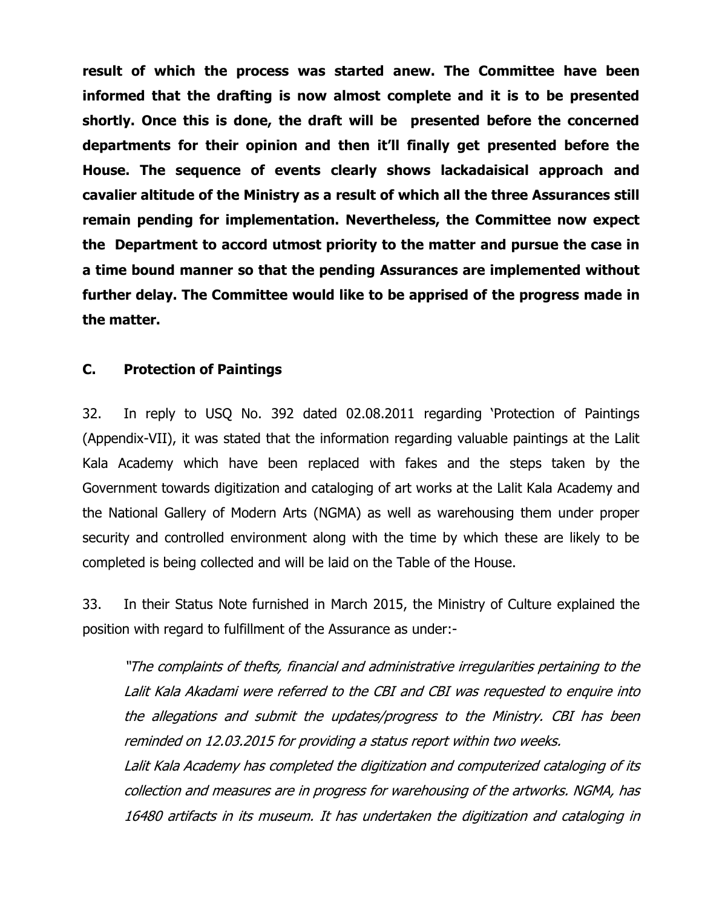**result of which the process was started anew. The Committee have been informed that the drafting is now almost complete and it is to be presented shortly. Once this is done, the draft will be presented before the concerned departments for their opinion and then it'll finally get presented before the House. The sequence of events clearly shows lackadaisical approach and cavalier altitude of the Ministry as a result of which all the three Assurances still remain pending for implementation. Nevertheless, the Committee now expect the Department to accord utmost priority to the matter and pursue the case in a time bound manner so that the pending Assurances are implemented without further delay. The Committee would like to be apprised of the progress made in the matter.**

## C. Protection of Paintings

32. In reply to USQ No. 392 dated 02.08.2011 regarding 'Protection of Paintings (Appendix-VII), it was stated that the information regarding valuable paintings at the Lalit Kala Academy which have been replaced with fakes and the steps taken by the Government towards digitization and cataloging of art works at the Lalit Kala Academy and the National Gallery of Modern Arts (NGMA) as well as warehousing them under proper security and controlled environment along with the time by which these are likely to be completed is being collected and will be laid on the Table of the House.

33. In their Status Note furnished in March 2015, the Ministry of Culture explained the position with regard to fulfillment of the Assurance as under:-

> *"The complaints of thefts, financial and administrative irregularities pertaining to the Lalit Kala Akadami were referred to the CBI and CBI was requested to enquire into the allegations and submit the updates/progress to the Ministry. CBI has been reminded on 12.03.2015 for providing a status report within two weeks.*
>
> *Lalit Kala Academy has completed the digitization and computerized cataloging of its collection and measures are in progress for warehousing of the artworks. NGMA, has 16480 artifacts in its museum. It has undertaken the digitization and cataloging in*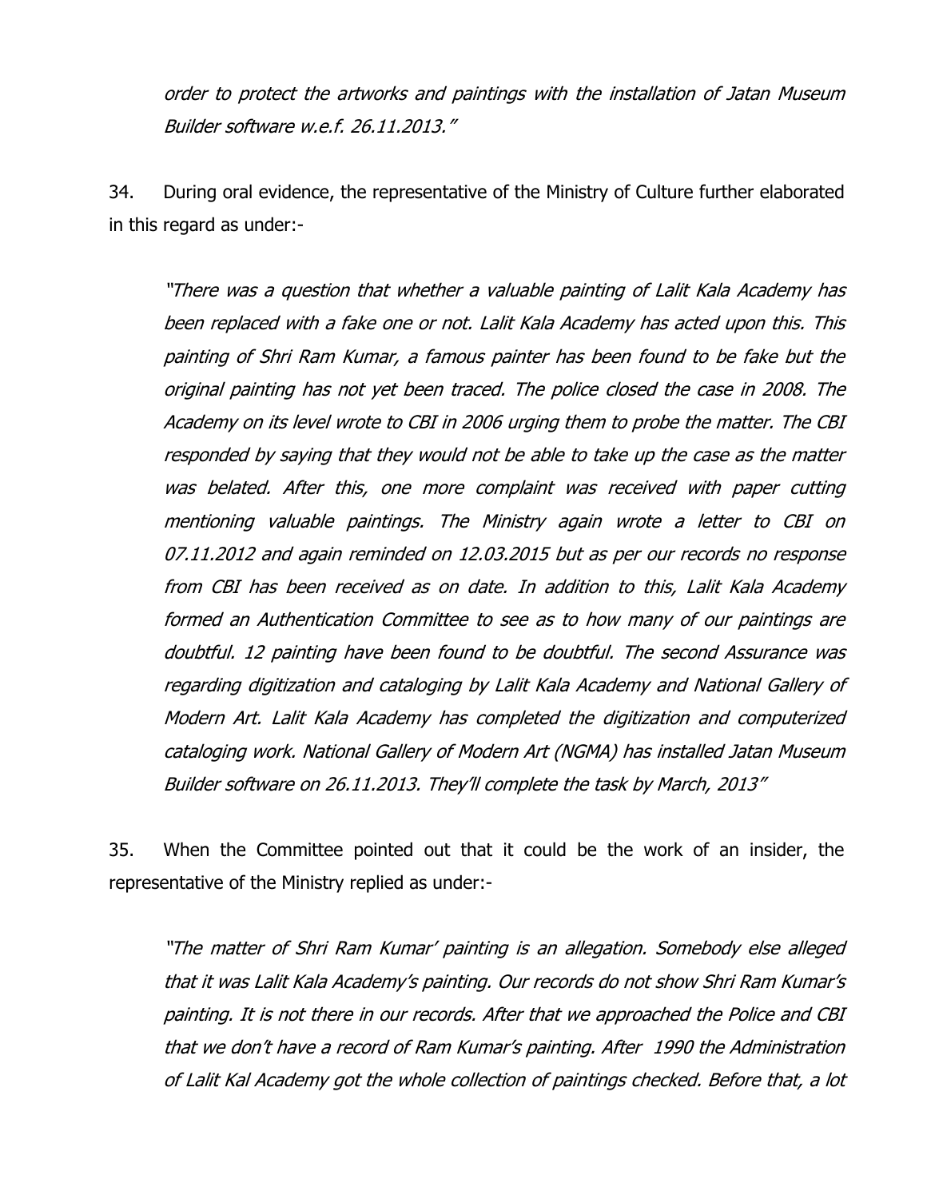*order to protect the artworks and paintings with the installation of Jatan Museum Builder software w.e.f. 26.11.2013."*

34. During oral evidence, the representative of the Ministry of Culture further elaborated in this regard as under:-

*"There was a question that whether a valuable painting of Lalit Kala Academy has been replaced with a fake one or not. Lalit Kala Academy has acted upon this. This painting of Shri Ram Kumar, a famous painter has been found to be fake but the original painting has not yet been traced. The police closed the case in 2008. The Academy on its level wrote to CBI in 2006 urging them to probe the matter. The CBI responded by saying that they would not be able to take up the case as the matter was belated. After this, one more complaint was received with paper cutting mentioning valuable paintings. The Ministry again wrote a letter to CBI on 07.11.2012 and again reminded on 12.03.2015 but as per our records no response from CBI has been received as on date. In addition to this, Lalit Kala Academy formed an Authentication Committee to see as to how many of our paintings are doubtful. 12 painting have been found to be doubtful. The second Assurance was regarding digitization and cataloging by Lalit Kala Academy and National Gallery of Modern Art. Lalit Kala Academy has completed the digitization and computerized cataloging work. National Gallery of Modern Art (NGMA) has installed Jatan Museum Builder software on 26.11.2013. They'll complete the task by March, 2013"*

35. When the Committee pointed out that it could be the work of an insider, the representative of the Ministry replied as under:-

*"The matter of Shri Ram Kumar' painting is an allegation. Somebody else alleged that it was Lalit Kala Academy's painting. Our records do not show Shri Ram Kumar's painting. It is not there in our records. After that we approached the Police and CBI that we don't have a record of Ram Kumar's painting. After 1990 the Administration of Lalit Kal Academy got the whole collection of paintings checked. Before that, a lot*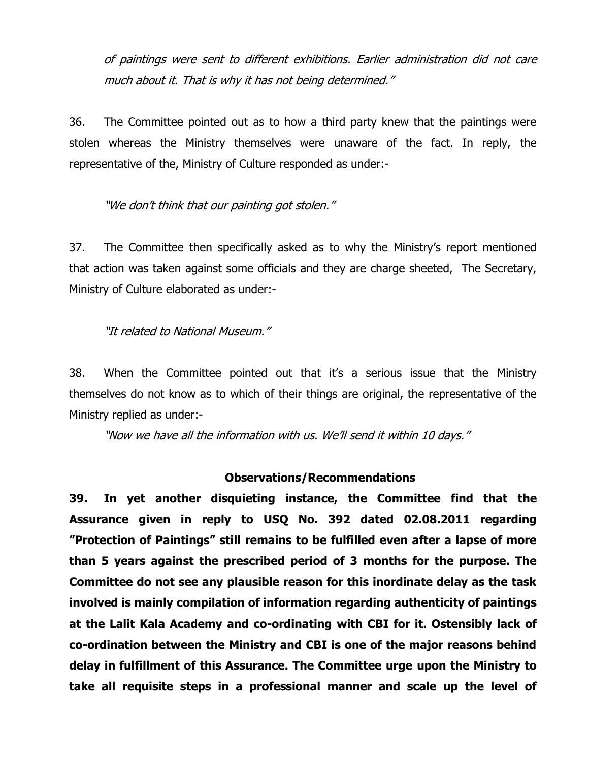*of paintings were sent to different exhibitions. Earlier administration did not care much about it. That is why it has not being determined."*

36. The Committee pointed out as to how a third party knew that the paintings were stolen whereas the Ministry themselves were unaware of the fact. In reply, the representative of the, Ministry of Culture responded as under:-

*"We don't think that our painting got stolen."*

37. The Committee then specifically asked as to why the Ministry's report mentioned that action was taken against some officials and they are charge sheeted, The Secretary, Ministry of Culture elaborated as under:-

*"It related to National Museum."*

38. When the Committee pointed out that it's a serious issue that the Ministry themselves do not know as to which of their things are original, the representative of the Ministry replied as under:-

*"Now we have all the information with us. We'll send it within 10 days."*

**Observations/Recommendations**

**39. In yet another disquieting instance, the Committee find that the Assurance given in reply to USQ No. 392 dated 02.08.2011 regarding "Protection of Paintings" still remains to be fulfilled even after a lapse of more than 5 years against the prescribed period of 3 months for the purpose. The Committee do not see any plausible reason for this inordinate delay as the task involved is mainly compilation of information regarding authenticity of paintings at the Lalit Kala Academy and co-ordinating with CBI for it. Ostensibly lack of co-ordination between the Ministry and CBI is one of the major reasons behind delay in fulfillment of this Assurance. The Committee urge upon the Ministry to take all requisite steps in a professional manner and scale up the level of**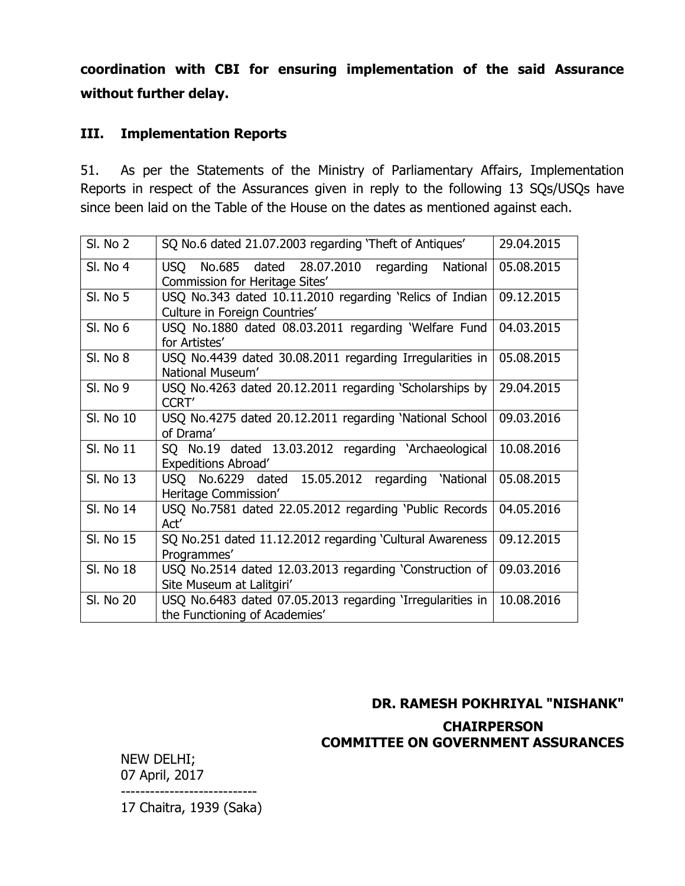**coordination with CBI for ensuring implementation of the said Assurance without further delay.**

### III. Implementation Reports

51. As per the Statements of the Ministry of Parliamentary Affairs, Implementation Reports in respect of the Assurances given in reply to the following 13 SQs/USQs have since been laid on the Table of the House on the dates as mentioned against each.

| | | |
|---|---|---|
| Sl. No 2 | SQ No.6 dated 21.07.2003 regarding 'Theft of Antiques' | 29.04.2015 |
| Sl. No 4 | USQ No.685 dated 28.07.2010 regarding National Commission for Heritage Sites' | 05.08.2015 |
| Sl. No 5 | USQ No.343 dated 10.11.2010 regarding 'Relics of Indian Culture in Foreign Countries' | 09.12.2015 |
| Sl. No 6 | USQ No.1880 dated 08.03.2011 regarding 'Welfare Fund for Artistes' | 04.03.2015 |
| Sl. No 8 | USQ No.4439 dated 30.08.2011 regarding Irregularities in National Museum' | 05.08.2015 |
| Sl. No 9 | USQ No.4263 dated 20.12.2011 regarding 'Scholarships by CCRT' | 29.04.2015 |
| Sl. No 10 | USQ No.4275 dated 20.12.2011 regarding 'National School of Drama' | 09.03.2016 |
| Sl. No 11 | SQ No.19 dated 13.03.2012 regarding 'Archaeological Expeditions Abroad' | 10.08.2016 |
| Sl. No 13 | USQ No.6229 dated 15.05.2012 regarding 'National Heritage Commission' | 05.08.2015 |
| Sl. No 14 | USQ No.7581 dated 22.05.2012 regarding 'Public Records Act' | 04.05.2016 |
| Sl. No 15 | SQ No.251 dated 11.12.2012 regarding 'Cultural Awareness Programmes' | 09.12.2015 |
| Sl. No 18 | USQ No.2514 dated 12.03.2013 regarding 'Construction of Site Museum at Lalitgiri' | 09.03.2016 |
| Sl. No 20 | USQ No.6483 dated 07.05.2013 regarding 'Irregularities in the Functioning of Academies' | 10.08.2016 |

**DR. RAMESH POKHRIYAL "NISHANK"**

**CHAIRPERSON**
**COMMITTEE ON GOVERNMENT ASSURANCES**

NEW DELHI;
07 April, 2017
----------------------------
17 Chaitra, 1939 (Saka)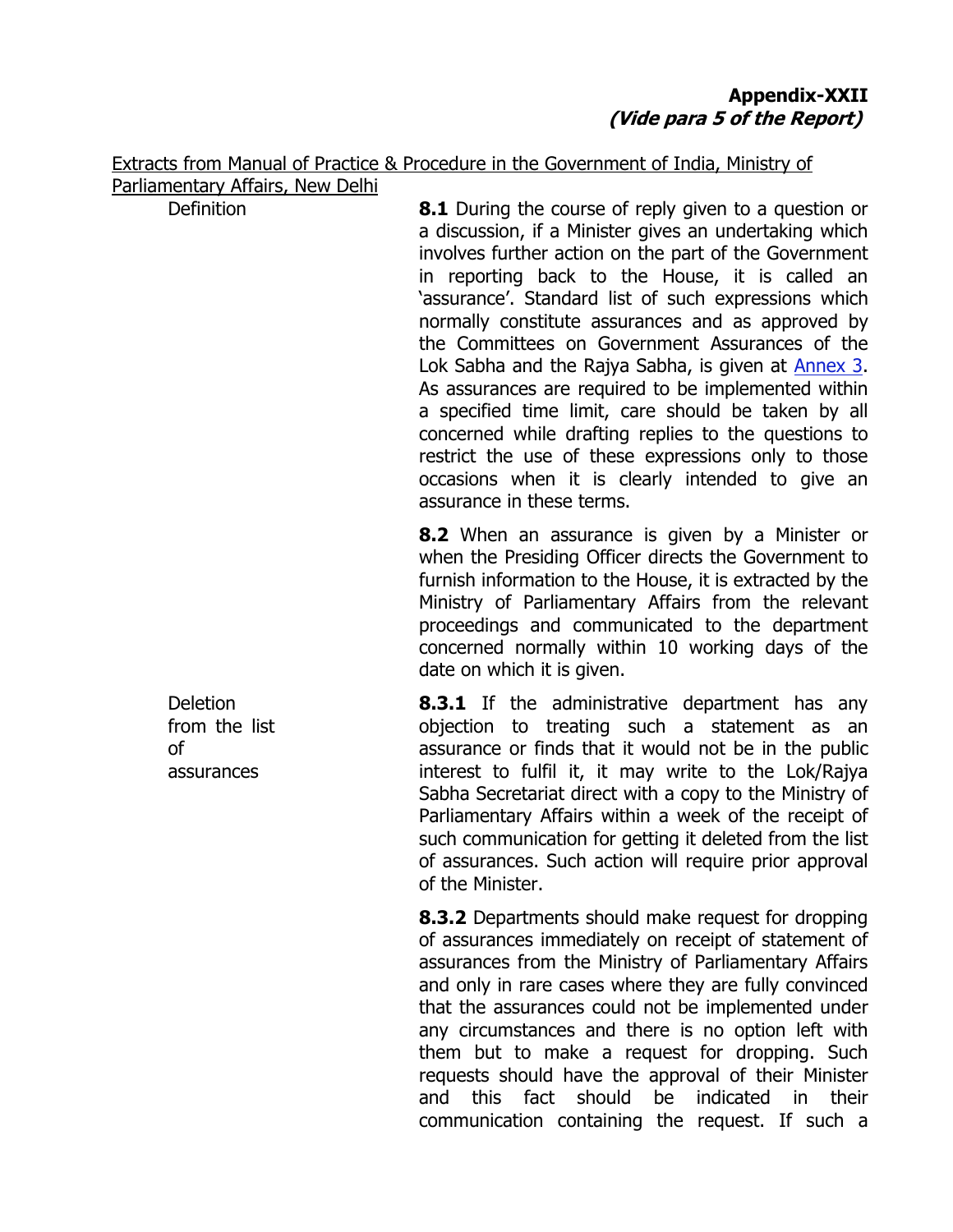**Appendix-XXII**
***(Vide para 5 of the Report)***

Extracts from Manual of Practice & Procedure in the Government of India, Ministry of Parliamentary Affairs, New Delhi

**Definition**

**8.1** During the course of reply given to a question or a discussion, if a Minister gives an undertaking which involves further action on the part of the Government in reporting back to the House, it is called an 'assurance'. Standard list of such expressions which normally constitute assurances and as approved by the Committees on Government Assurances of the Lok Sabha and the Rajya Sabha, is given at Annex 3. As assurances are required to be implemented within a specified time limit, care should be taken by all concerned while drafting replies to the questions to restrict the use of these expressions only to those occasions when it is clearly intended to give an assurance in these terms.

**8.2** When an assurance is given by a Minister or when the Presiding Officer directs the Government to furnish information to the House, it is extracted by the Ministry of Parliamentary Affairs from the relevant proceedings and communicated to the department concerned normally within 10 working days of the date on which it is given.

**Deletion from the list of assurances**

**8.3.1** If the administrative department has any objection to treating such a statement as an assurance or finds that it would not be in the public interest to fulfil it, it may write to the Lok/Rajya Sabha Secretariat direct with a copy to the Ministry of Parliamentary Affairs within a week of the receipt of such communication for getting it deleted from the list of assurances. Such action will require prior approval of the Minister.

**8.3.2** Departments should make request for dropping of assurances immediately on receipt of statement of assurances from the Ministry of Parliamentary Affairs and only in rare cases where they are fully convinced that the assurances could not be implemented under any circumstances and there is no option left with them but to make a request for dropping. Such requests should have the approval of their Minister and this fact should be indicated in their communication containing the request. If such a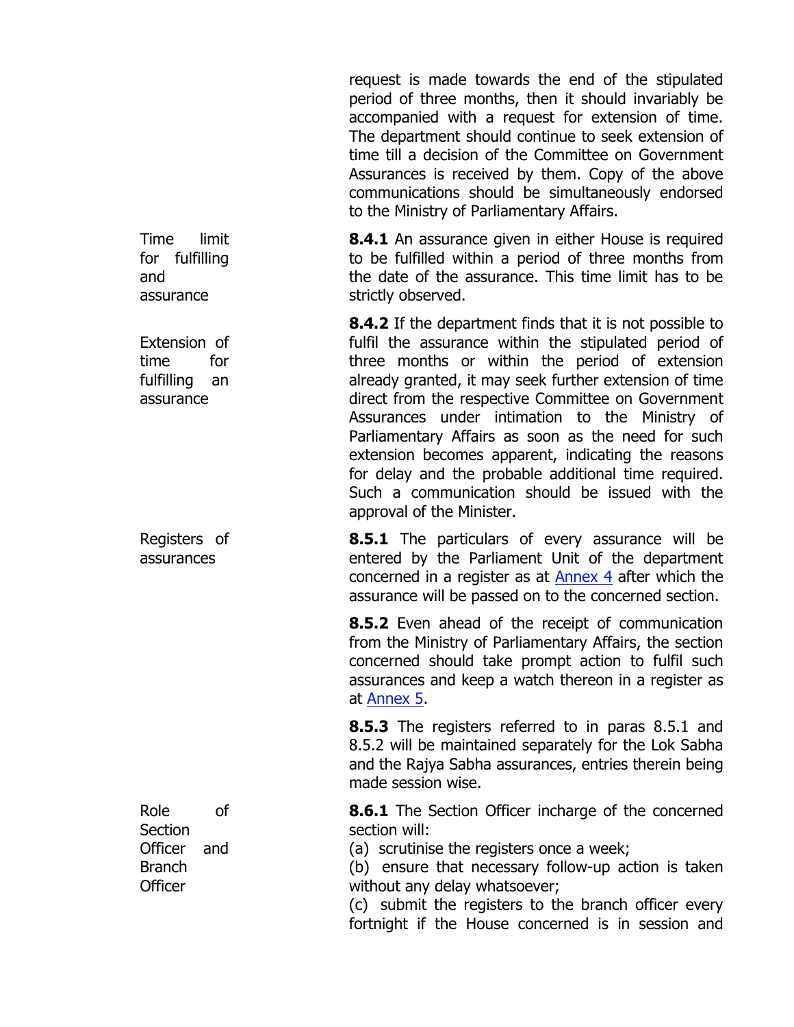request is made towards the end of the stipulated period of three months, then it should invariably be accompanied with a request for extension of time. The department should continue to seek extension of time till a decision of the Committee on Government Assurances is received by them. Copy of the above communications should be simultaneously endorsed to the Ministry of Parliamentary Affairs.

*Time limit for fulfilling and assurance*

**8.4.1** An assurance given in either House is required to be fulfilled within a period of three months from the date of the assurance. This time limit has to be strictly observed.

*Extension of time for fulfilling an assurance*

**8.4.2** If the department finds that it is not possible to fulfil the assurance within the stipulated period of three months or within the period of extension already granted, it may seek further extension of time direct from the respective Committee on Government Assurances under intimation to the Ministry of Parliamentary Affairs as soon as the need for such extension becomes apparent, indicating the reasons for delay and the probable additional time required. Such a communication should be issued with the approval of the Minister.

*Registers of assurances*

**8.5.1** The particulars of every assurance will be entered by the Parliament Unit of the department concerned in a register as at Annex 4 after which the assurance will be passed on to the concerned section.

**8.5.2** Even ahead of the receipt of communication from the Ministry of Parliamentary Affairs, the section concerned should take prompt action to fulfil such assurances and keep a watch thereon in a register as at Annex 5.

**8.5.3** The registers referred to in paras 8.5.1 and 8.5.2 will be maintained separately for the Lok Sabha and the Rajya Sabha assurances, entries therein being made session wise.

*Role of Section Officer and Branch Officer*

**8.6.1** The Section Officer incharge of the concerned section will:

(a) scrutinise the registers once a week;

(b) ensure that necessary follow-up action is taken without any delay whatsoever;

(c) submit the registers to the branch officer every fortnight if the House concerned is in session and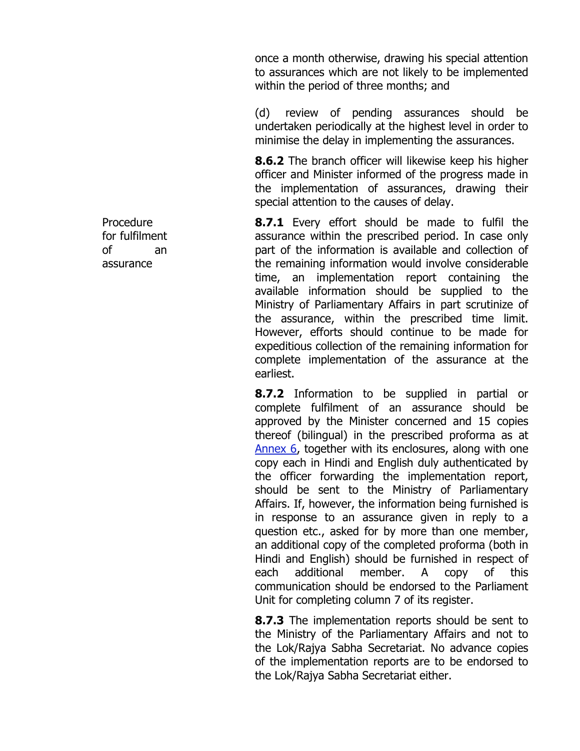once a month otherwise, drawing his special attention to assurances which are not likely to be implemented within the period of three months; and

(d) review of pending assurances should be undertaken periodically at the highest level in order to minimise the delay in implementing the assurances.

**8.6.2** The branch officer will likewise keep his higher officer and Minister informed of the progress made in the implementation of assurances, drawing their special attention to the causes of delay.

**Procedure for fulfilment of an assurance**

**8.7.1** Every effort should be made to fulfil the assurance within the prescribed period. In case only part of the information is available and collection of the remaining information would involve considerable time, an implementation report containing the available information should be supplied to the Ministry of Parliamentary Affairs in part scrutinize of the assurance, within the prescribed time limit. However, efforts should continue to be made for expeditious collection of the remaining information for complete implementation of the assurance at the earliest.

**8.7.2** Information to be supplied in partial or complete fulfilment of an assurance should be approved by the Minister concerned and 15 copies thereof (bilingual) in the prescribed proforma as at Annex 6, together with its enclosures, along with one copy each in Hindi and English duly authenticated by the officer forwarding the implementation report, should be sent to the Ministry of Parliamentary Affairs. If, however, the information being furnished is in response to an assurance given in reply to a question etc., asked for by more than one member, an additional copy of the completed proforma (both in Hindi and English) should be furnished in respect of each additional member. A copy of this communication should be endorsed to the Parliament Unit for completing column 7 of its register.

**8.7.3** The implementation reports should be sent to the Ministry of the Parliamentary Affairs and not to the Lok/Rajya Sabha Secretariat. No advance copies of the implementation reports are to be endorsed to the Lok/Rajya Sabha Secretariat either.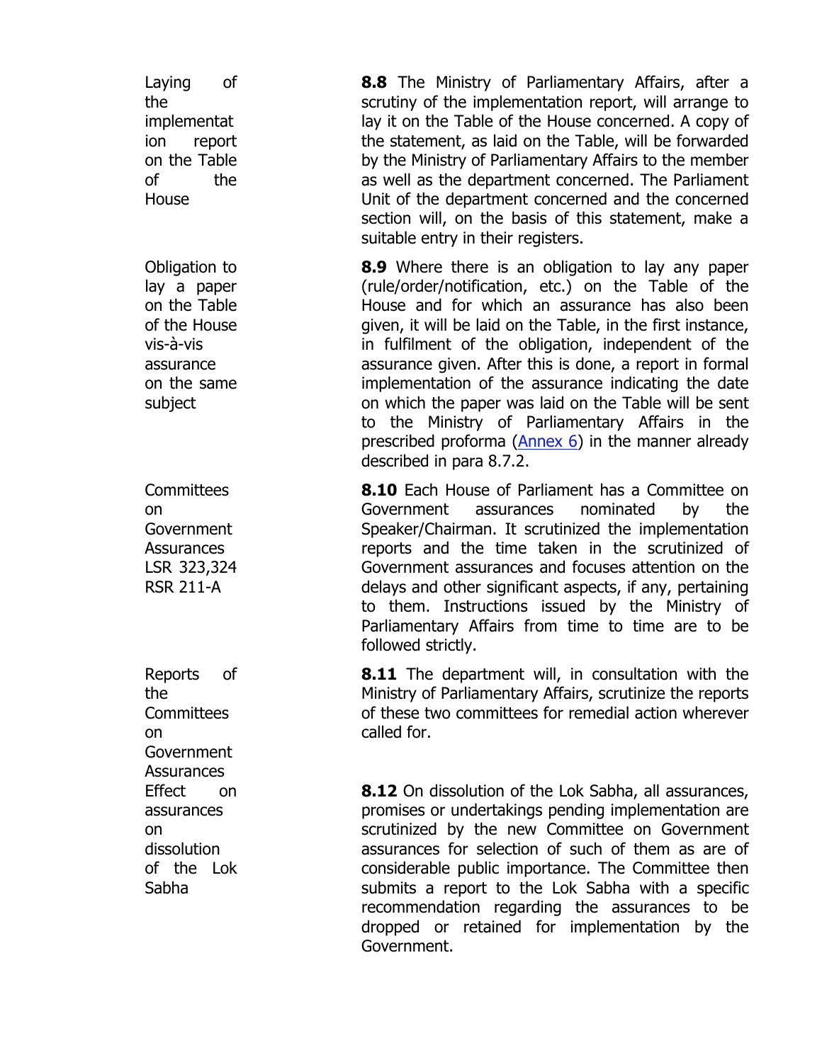**Laying of the implementation report on the Table of the House**

**8.8** The Ministry of Parliamentary Affairs, after a scrutiny of the implementation report, will arrange to lay it on the Table of the House concerned. A copy of the statement, as laid on the Table, will be forwarded by the Ministry of Parliamentary Affairs to the member as well as the department concerned. The Parliament Unit of the department concerned and the concerned section will, on the basis of this statement, make a suitable entry in their registers.

**Obligation to lay a paper on the Table of the House vis-à-vis assurance on the same subject**

**8.9** Where there is an obligation to lay any paper (rule/order/notification, etc.) on the Table of the House and for which an assurance has also been given, it will be laid on the Table, in the first instance, in fulfilment of the obligation, independent of the assurance given. After this is done, a report in formal implementation of the assurance indicating the date on which the paper was laid on the Table will be sent to the Ministry of Parliamentary Affairs in the prescribed proforma (Annex 6) in the manner already described in para 8.7.2.

**Committees on Government Assurances LSR 323,324 RSR 211-A**

**8.10** Each House of Parliament has a Committee on Government assurances nominated by the Speaker/Chairman. It scrutinized the implementation reports and the time taken in the scrutinized of Government assurances and focuses attention on the delays and other significant aspects, if any, pertaining to them. Instructions issued by the Ministry of Parliamentary Affairs from time to time are to be followed strictly.

**Reports of the Committees on Government Assurances**

**8.11** The department will, in consultation with the Ministry of Parliamentary Affairs, scrutinize the reports of these two committees for remedial action wherever called for.

**Effect on assurances on dissolution of the Lok Sabha**

**8.12** On dissolution of the Lok Sabha, all assurances, promises or undertakings pending implementation are scrutinized by the new Committee on Government assurances for selection of such of them as are of considerable public importance. The Committee then submits a report to the Lok Sabha with a specific recommendation regarding the assurances to be dropped or retained for implementation by the Government.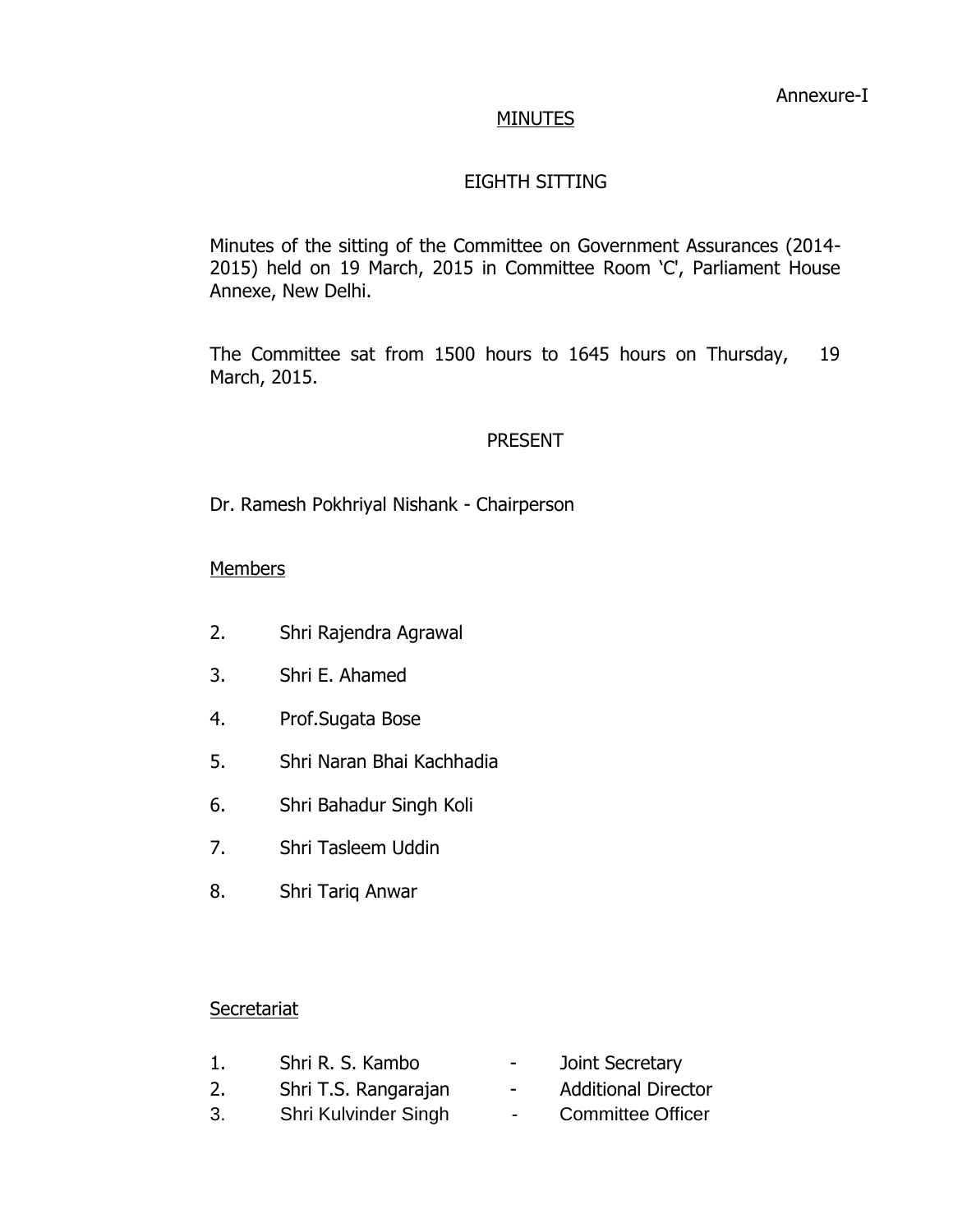Annexure-I

# MINUTES

## EIGHTH SITTING

Minutes of the sitting of the Committee on Government Assurances (2014-2015) held on 19 March, 2015 in Committee Room 'C', Parliament House Annexe, New Delhi.

The Committee sat from 1500 hours to 1645 hours on Thursday, 19 March, 2015.

## PRESENT

Dr. Ramesh Pokhriyal Nishank - Chairperson

Members

2. Shri Rajendra Agrawal
3. Shri E. Ahamed
4. Prof.Sugata Bose
5. Shri Naran Bhai Kachhadia
6. Shri Bahadur Singh Koli
7. Shri Tasleem Uddin
8. Shri Tariq Anwar

Secretariat

1. Shri R. S. Kambo - Joint Secretary
2. Shri T.S. Rangarajan - Additional Director
3. Shri Kulvinder Singh - Committee Officer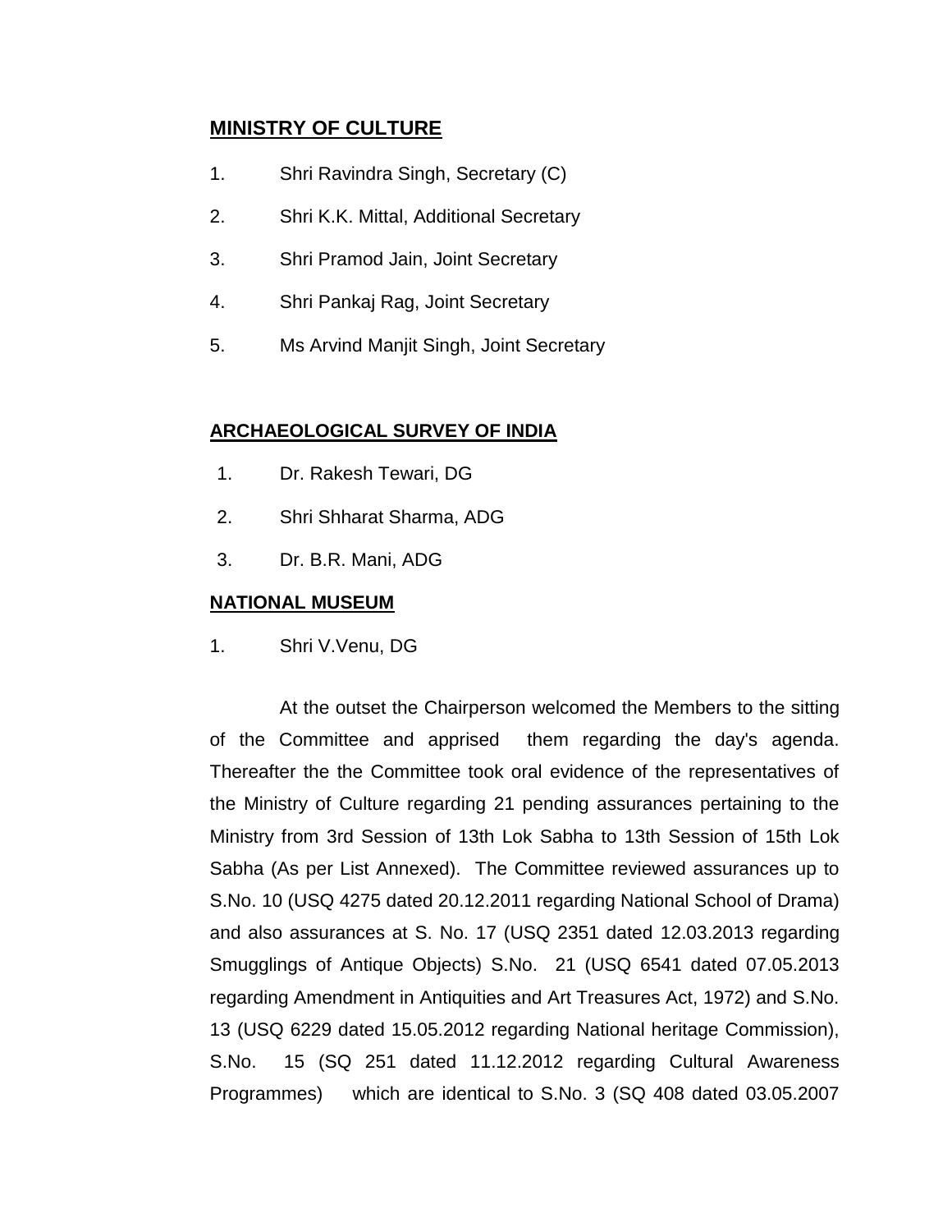**MINISTRY OF CULTURE**

1. Shri Ravindra Singh, Secretary (C)
2. Shri K.K. Mittal, Additional Secretary
3. Shri Pramod Jain, Joint Secretary
4. Shri Pankaj Rag, Joint Secretary
5. Ms Arvind Manjit Singh, Joint Secretary

**ARCHAEOLOGICAL SURVEY OF INDIA**

1. Dr. Rakesh Tewari, DG
2. Shri Shharat Sharma, ADG
3. Dr. B.R. Mani, ADG

**NATIONAL MUSEUM**

1. Shri V.Venu, DG

At the outset the Chairperson welcomed the Members to the sitting of the Committee and apprised them regarding the day's agenda. Thereafter the the Committee took oral evidence of the representatives of the Ministry of Culture regarding 21 pending assurances pertaining to the Ministry from 3rd Session of 13th Lok Sabha to 13th Session of 15th Lok Sabha (As per List Annexed). The Committee reviewed assurances up to S.No. 10 (USQ 4275 dated 20.12.2011 regarding National School of Drama) and also assurances at S. No. 17 (USQ 2351 dated 12.03.2013 regarding Smugglings of Antique Objects) S.No. 21 (USQ 6541 dated 07.05.2013 regarding Amendment in Antiquities and Art Treasures Act, 1972) and S.No. 13 (USQ 6229 dated 15.05.2012 regarding National heritage Commission), S.No. 15 (SQ 251 dated 11.12.2012 regarding Cultural Awareness Programmes) which are identical to S.No. 3 (SQ 408 dated 03.05.2007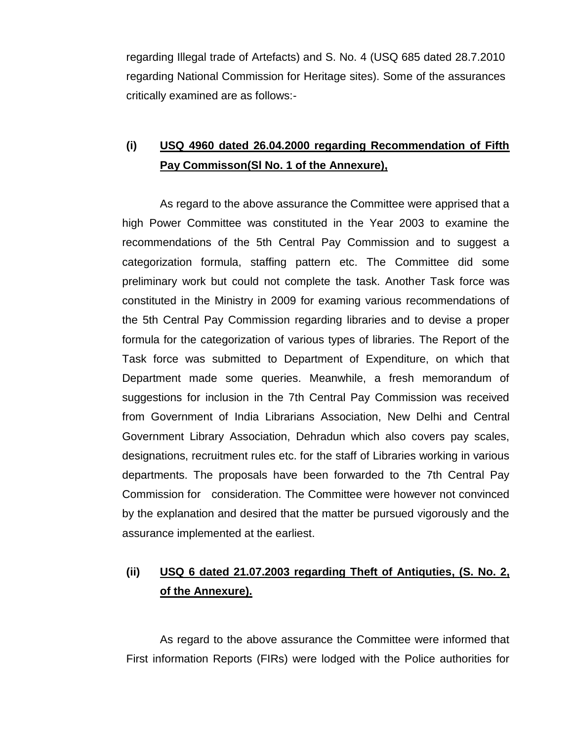regarding Illegal trade of Artefacts) and S. No. 4 (USQ 685 dated 28.7.2010 regarding National Commission for Heritage sites). Some of the assurances critically examined are as follows:-

**(i) USQ 4960 dated 26.04.2000 regarding Recommendation of Fifth Pay Commisson(Sl No. 1 of the Annexure),**

As regard to the above assurance the Committee were apprised that a high Power Committee was constituted in the Year 2003 to examine the recommendations of the 5th Central Pay Commission and to suggest a categorization formula, staffing pattern etc. The Committee did some preliminary work but could not complete the task. Another Task force was constituted in the Ministry in 2009 for examing various recommendations of the 5th Central Pay Commission regarding libraries and to devise a proper formula for the categorization of various types of libraries. The Report of the Task force was submitted to Department of Expenditure, on which that Department made some queries. Meanwhile, a fresh memorandum of suggestions for inclusion in the 7th Central Pay Commission was received from Government of India Librarians Association, New Delhi and Central Government Library Association, Dehradun which also covers pay scales, designations, recruitment rules etc. for the staff of Libraries working in various departments. The proposals have been forwarded to the 7th Central Pay Commission for consideration. The Committee were however not convinced by the explanation and desired that the matter be pursued vigorously and the assurance implemented at the earliest.

**(ii) USQ 6 dated 21.07.2003 regarding Theft of Antiquties, (S. No. 2, of the Annexure).**

As regard to the above assurance the Committee were informed that First information Reports (FIRs) were lodged with the Police authorities for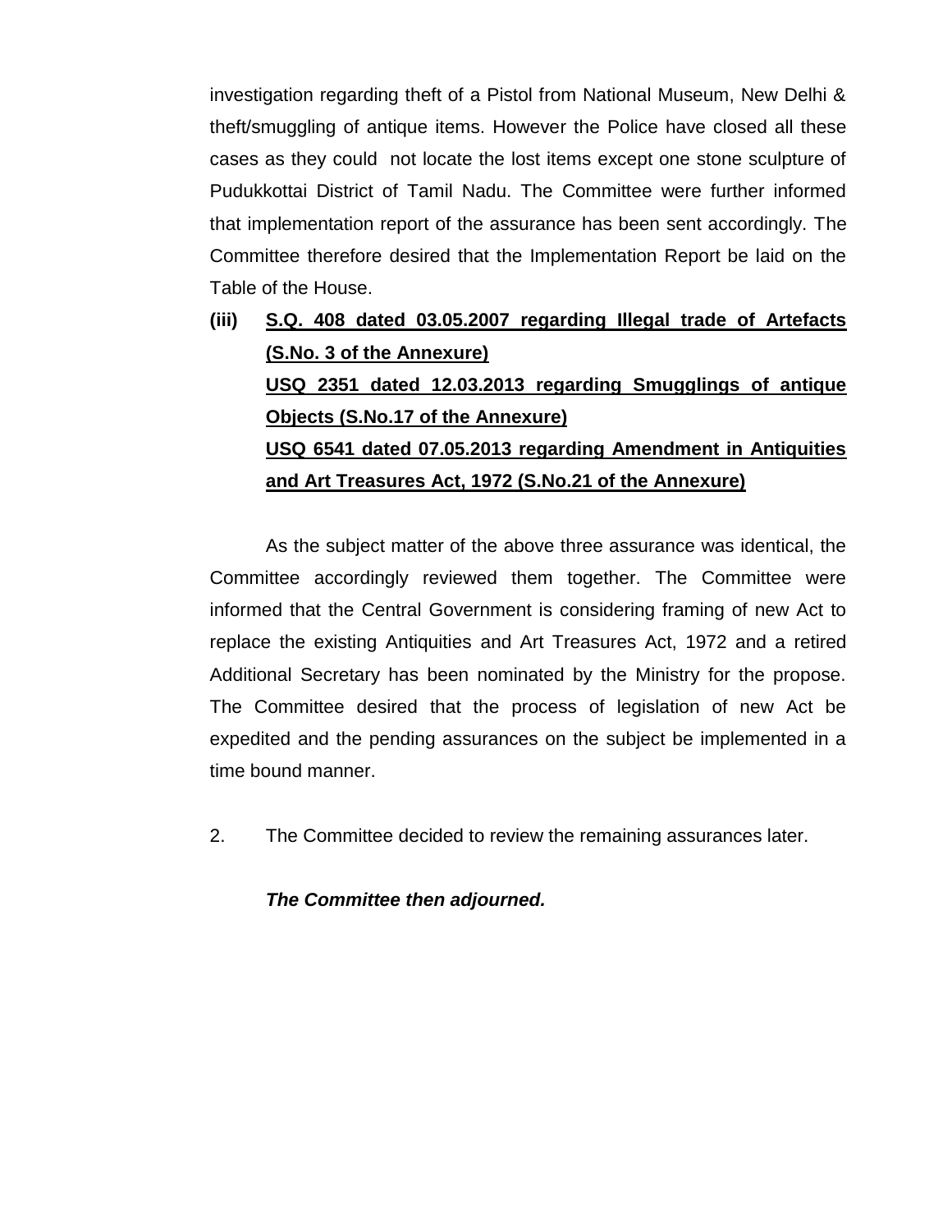investigation regarding theft of a Pistol from National Museum, New Delhi & theft/smuggling of antique items. However the Police have closed all these cases as they could not locate the lost items except one stone sculpture of Pudukkottai District of Tamil Nadu. The Committee were further informed that implementation report of the assurance has been sent accordingly. The Committee therefore desired that the Implementation Report be laid on the Table of the House.

**(iii)** **S.Q. 408 dated 03.05.2007 regarding Illegal trade of Artefacts (S.No. 3 of the Annexure)**
**USQ 2351 dated 12.03.2013 regarding Smugglings of antique Objects (S.No.17 of the Annexure)**
**USQ 6541 dated 07.05.2013 regarding Amendment in Antiquities and Art Treasures Act, 1972 (S.No.21 of the Annexure)**

As the subject matter of the above three assurance was identical, the Committee accordingly reviewed them together. The Committee were informed that the Central Government is considering framing of new Act to replace the existing Antiquities and Art Treasures Act, 1972 and a retired Additional Secretary has been nominated by the Ministry for the propose. The Committee desired that the process of legislation of new Act be expedited and the pending assurances on the subject be implemented in a time bound manner.

2. The Committee decided to review the remaining assurances later.

***The Committee then adjourned.***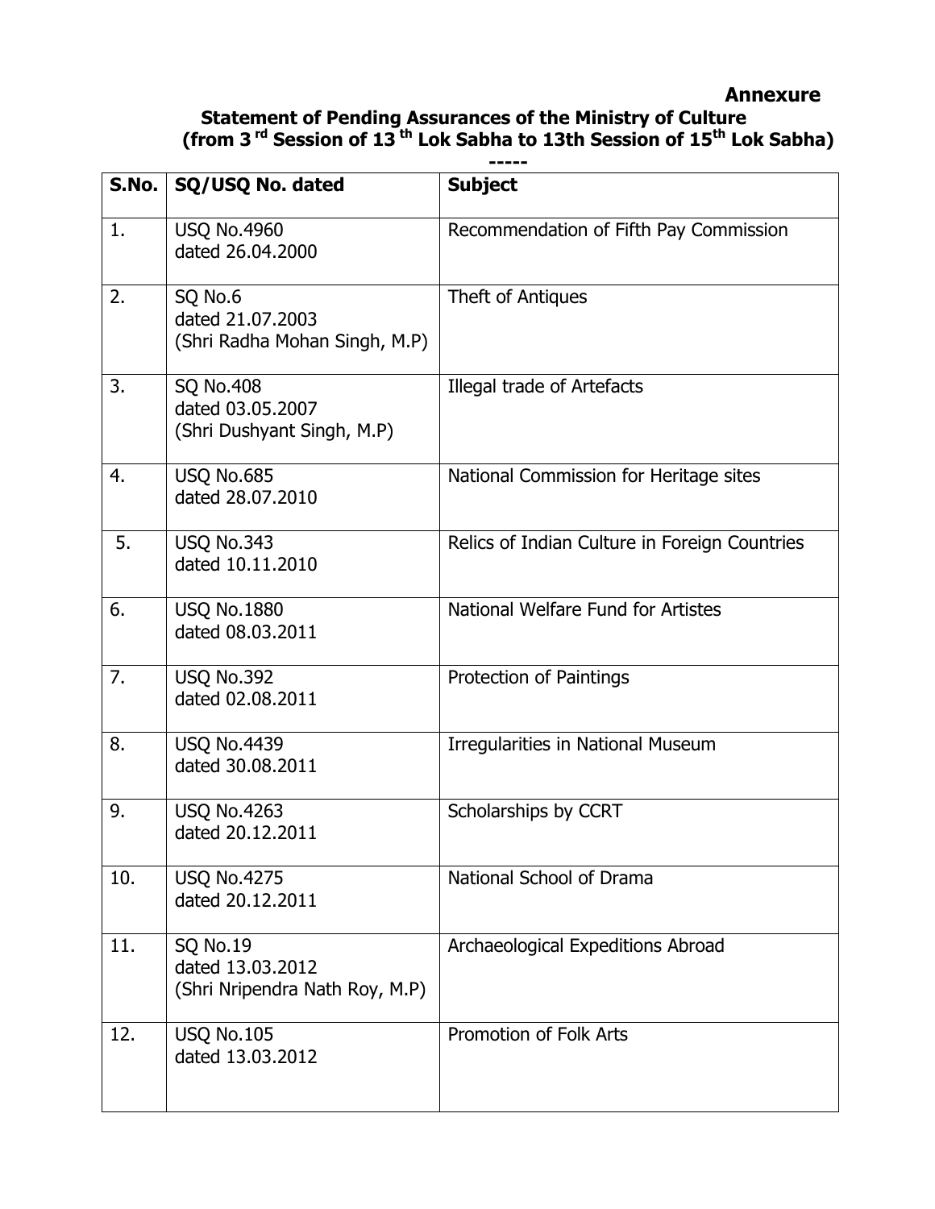**Annexure**

**Statement of Pending Assurances of the Ministry of Culture (from 3rd Session of 13th Lok Sabha to 13th Session of 15th Lok Sabha)**

-----

| S.No. | SQ/USQ No. dated | Subject |
|---|---|---|
| 1. | USQ No.4960 dated 26.04.2000 | Recommendation of Fifth Pay Commission |
| 2. | SQ No.6 dated 21.07.2003 (Shri Radha Mohan Singh, M.P) | Theft of Antiques |
| 3. | SQ No.408 dated 03.05.2007 (Shri Dushyant Singh, M.P) | Illegal trade of Artefacts |
| 4. | USQ No.685 dated 28.07.2010 | National Commission for Heritage sites |
| 5. | USQ No.343 dated 10.11.2010 | Relics of Indian Culture in Foreign Countries |
| 6. | USQ No.1880 dated 08.03.2011 | National Welfare Fund for Artistes |
| 7. | USQ No.392 dated 02.08.2011 | Protection of Paintings |
| 8. | USQ No.4439 dated 30.08.2011 | Irregularities in National Museum |
| 9. | USQ No.4263 dated 20.12.2011 | Scholarships by CCRT |
| 10. | USQ No.4275 dated 20.12.2011 | National School of Drama |
| 11. | SQ No.19 dated 13.03.2012 (Shri Nripendra Nath Roy, M.P) | Archaeological Expeditions Abroad |
| 12. | USQ No.105 dated 13.03.2012 | Promotion of Folk Arts |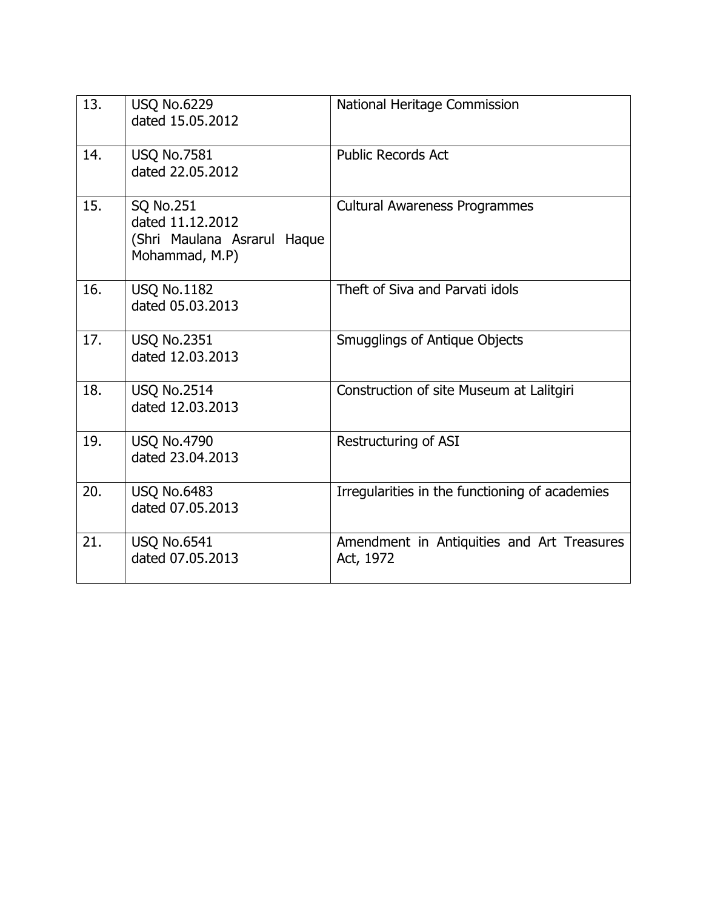| | | |
|---|---|---|
| 13. | USQ No.6229<br>dated 15.05.2012 | National Heritage Commission |
| 14. | USQ No.7581<br>dated 22.05.2012 | Public Records Act |
| 15. | SQ No.251<br>dated 11.12.2012<br>(Shri Maulana Asrarul Haque Mohammad, M.P) | Cultural Awareness Programmes |
| 16. | USQ No.1182<br>dated 05.03.2013 | Theft of Siva and Parvati idols |
| 17. | USQ No.2351<br>dated 12.03.2013 | Smugglings of Antique Objects |
| 18. | USQ No.2514<br>dated 12.03.2013 | Construction of site Museum at Lalitgiri |
| 19. | USQ No.4790<br>dated 23.04.2013 | Restructuring of ASI |
| 20. | USQ No.6483<br>dated 07.05.2013 | Irregularities in the functioning of academies |
| 21. | USQ No.6541<br>dated 07.05.2013 | Amendment in Antiquities and Art Treasures Act, 1972 |